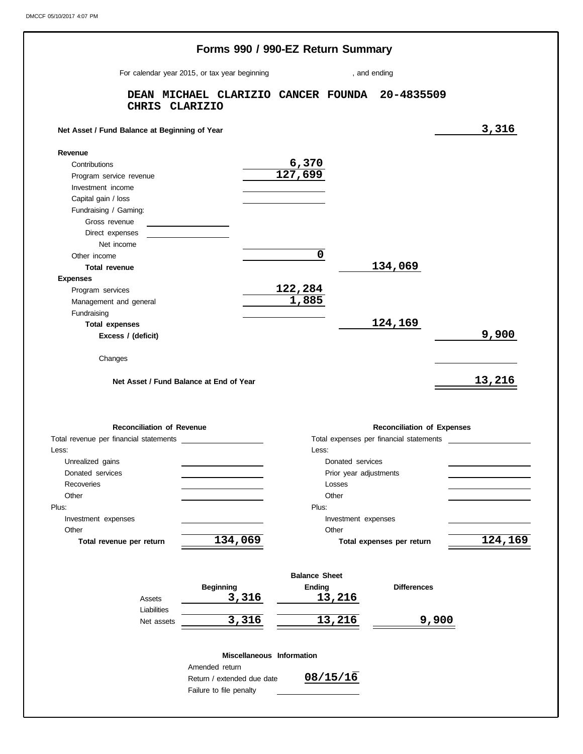# Forms 990 / 990-EZ Return Summary

For calendar year 2015, or tax year beginning , and ending

**DEAN MICHAEL CLARIZIO CANCER FOUNDA 20-4835509**
**CHRIS CLARIZIO**

| | | | |
|---|---|---|---|
| **Net Asset / Fund Balance at Beginning of Year** | | | 3,316 |
| **Revenue** | | | |
| Contributions | 6,370 | | |
| Program service revenue | 127,699 | | |
| Investment income | | | |
| Capital gain / loss | | | |
| Fundraising / Gaming: | | | |
| Gross revenue | | | |
| Direct expenses | | | |
| Net income | | | |
| Other income | 0 | | |
| **Total revenue** | | 134,069 | |
| **Expenses** | | | |
| Program services | 122,284 | | |
| Management and general | 1,885 | | |
| Fundraising | | | |
| **Total expenses** | | 124,169 | |
| **Excess / (deficit)** | | | 9,900 |
| Changes | | | |
| **Net Asset / Fund Balance at End of Year** | | | 13,216 |

| **Reconciliation of Revenue** | | **Reconciliation of Expenses** | |
|---|---|---|---|
| Total revenue per financial statements | | Total expenses per financial statements | |
| Less: | | Less: | |
| Unrealized gains | | Donated services | |
| Donated services | | Prior year adjustments | |
| Recoveries | | Losses | |
| Other | | Other | |
| Plus: | | Plus: | |
| Investment expenses | | Investment expenses | |
| Other | | Other | |
| **Total revenue per return** | 134,069 | **Total expenses per return** | 124,169 |

**Balance Sheet**

| | Beginning | Ending | Differences |
|---|---|---|---|
| Assets | 3,316 | 13,216 | |
| Liabilities | | | |
| Net assets | 3,316 | 13,216 | 9,900 |

**Miscellaneous Information**

| | |
|---|---|
| Amended return | |
| Return / extended due date | 08/15/16 |
| Failure to file penalty | |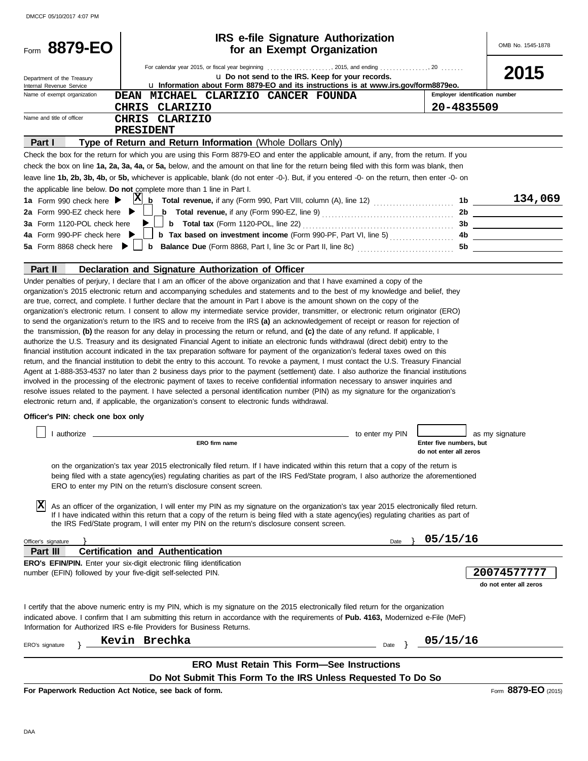DMCCF 05/10/2017 4:07 PM

# Form 8879-EO

## IRS e-file Signature Authorization for an Exempt Organization

OMB No. 1545-1878

**2015**

For calendar year 2015, or fiscal year beginning .................... , 2015, and ending ............... , 20 .......

Department of the Treasury
Internal Revenue Service

u **Do not send to the IRS. Keep for your records.**

u **Information about Form 8879-EO and its instructions is at www.irs.gov/form8879eo.**

| Name of exempt organization | | Employer identification number |
|---|---|---|
| | DEAN MICHAEL CLARIZIO CANCER FOUNDA | |
| | CHRIS CLARIZIO | 20-4835509 |
| Name and title of officer | CHRIS CLARIZIO | |
| | PRESIDENT | |

### Part I — Type of Return and Return Information (Whole Dollars Only)

Check the box for the return for which you are using this Form 8879-EO and enter the applicable amount, if any, from the return. If you check the box on line **1a, 2a, 3a, 4a,** or **5a,** below, and the amount on that line for the return being filed with this form was blank, then leave line **1b, 2b, 3b, 4b,** or **5b,** whichever is applicable, blank (do not enter -0-). But, if you entered -0- on the return, then enter -0- on the applicable line below. **Do not** complete more than 1 line in Part I.

| | | | |
|---|---|---|---|
| **1a** Form 990 check here ▶ [X] | **b Total revenue,** if any (Form 990, Part VIII, column (A), line 12) | 1b | 134,069 |
| **2a** Form 990-EZ check here ▶ [ ] | **b Total revenue,** if any (Form 990-EZ, line 9) | 2b | |
| **3a** Form 1120-POL check here ▶ [ ] | **b Total tax** (Form 1120-POL, line 22) | 3b | |
| **4a** Form 990-PF check here ▶ [ ] | **b Tax based on investment income** (Form 990-PF, Part VI, line 5) | 4b | |
| **5a** Form 8868 check here ▶ [ ] | **b Balance Due** (Form 8868, Part I, line 3c or Part II, line 8c) | 5b | |

### Part II — Declaration and Signature Authorization of Officer

Under penalties of perjury, I declare that I am an officer of the above organization and that I have examined a copy of the organization's 2015 electronic return and accompanying schedules and statements and to the best of my knowledge and belief, they are true, correct, and complete. I further declare that the amount in Part I above is the amount shown on the copy of the organization's electronic return. I consent to allow my intermediate service provider, transmitter, or electronic return originator (ERO) to send the organization's return to the IRS and to receive from the IRS **(a)** an acknowledgement of receipt or reason for rejection of the transmission, **(b)** the reason for any delay in processing the return or refund, and **(c)** the date of any refund. If applicable, I authorize the U.S. Treasury and its designated Financial Agent to initiate an electronic funds withdrawal (direct debit) entry to the financial institution account indicated in the tax preparation software for payment of the organization's federal taxes owed on this return, and the financial institution to debit the entry to this account. To revoke a payment, I must contact the U.S. Treasury Financial Agent at 1-888-353-4537 no later than 2 business days prior to the payment (settlement) date. I also authorize the financial institutions involved in the processing of the electronic payment of taxes to receive confidential information necessary to answer inquiries and resolve issues related to the payment. I have selected a personal identification number (PIN) as my signature for the organization's electronic return and, if applicable, the organization's consent to electronic funds withdrawal.

**Officer's PIN: check one box only**

[ ] I authorize ______________________ (ERO firm name) to enter my PIN [_____] (Enter five numbers, but do not enter all zeros) as my signature on the organization's tax year 2015 electronically filed return. If I have indicated within this return that a copy of the return is being filed with a state agency(ies) regulating charities as part of the IRS Fed/State program, I also authorize the aforementioned ERO to enter my PIN on the return's disclosure consent screen.

[X] As an officer of the organization, I will enter my PIN as my signature on the organization's tax year 2015 electronically filed return. If I have indicated within this return that a copy of the return is being filed with a state agency(ies) regulating charities as part of the IRS Fed/State program, I will enter my PIN on the return's disclosure consent screen.

Officer's signature } ______________________ Date } 05/15/16

### Part III — Certification and Authentication

**ERO's EFIN/PIN.** Enter your six-digit electronic filing identification number (EFIN) followed by your five-digit self-selected PIN.

**20074577777**
do not enter all zeros

I certify that the above numeric entry is my PIN, which is my signature on the 2015 electronically filed return for the organization indicated above. I confirm that I am submitting this return in accordance with the requirements of **Pub. 4163,** Modernized e-File (MeF) Information for Authorized IRS e-file Providers for Business Returns.

ERO's signature } Kevin Brechka Date } 05/15/16

**ERO Must Retain This Form—See Instructions**

**Do Not Submit This Form To the IRS Unless Requested To Do So**

**For Paperwork Reduction Act Notice, see back of form.** Form **8879-EO** (2015)

DAA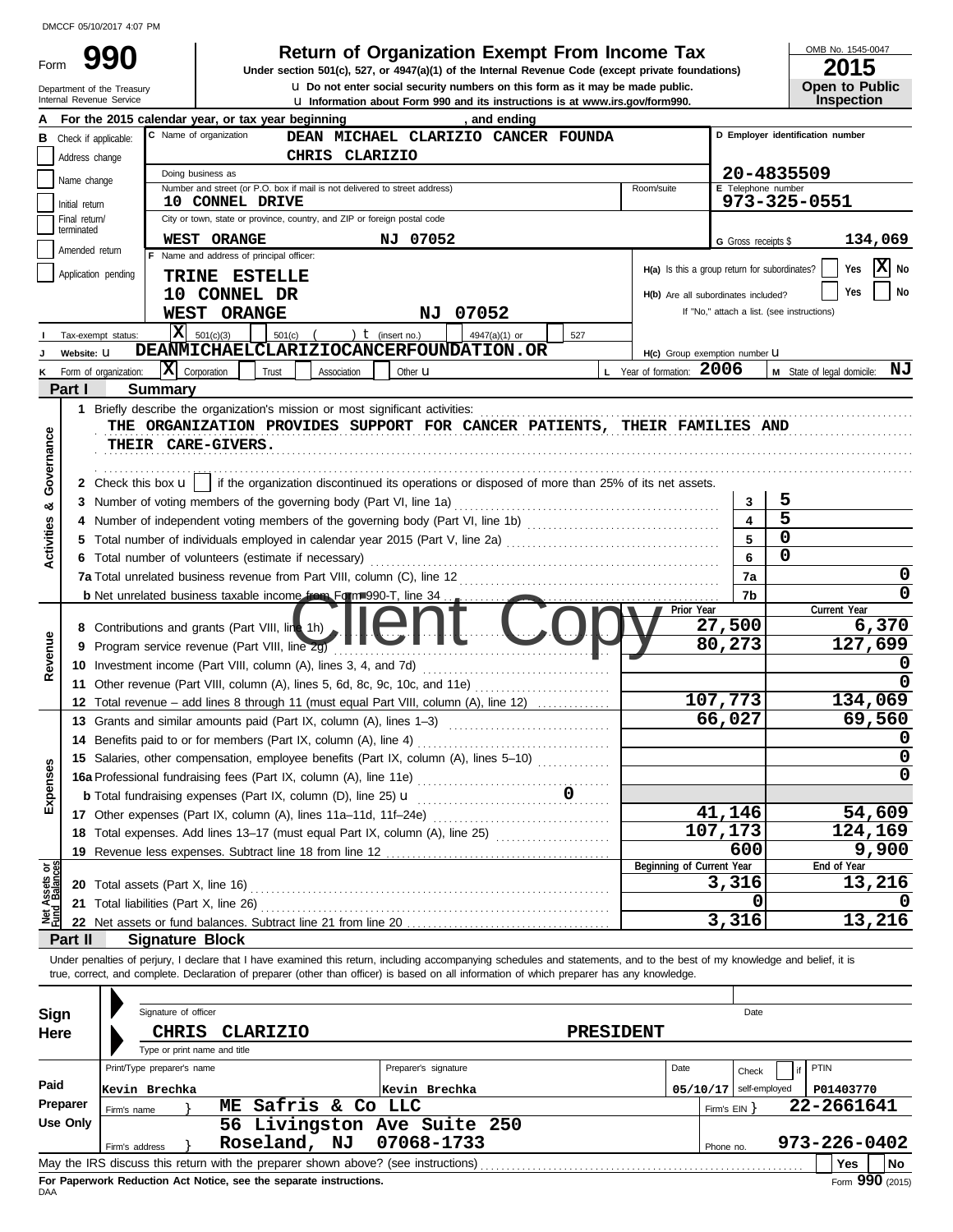DMCCF 05/10/2017 4:07 PM

# Form 990 — Return of Organization Exempt From Income Tax

**Under section 501(c), 527, or 4947(a)(1) of the Internal Revenue Code (except private foundations)**

Department of the Treasury
Internal Revenue Service

u Do not enter social security numbers on this form as it may be made public.
u Information about Form 990 and its instructions is at www.irs.gov/form990.

OMB No. 1545-0047
**2015**
**Open to Public Inspection**

**A** For the 2015 calendar year, or tax year beginning , and ending

**B** Check if applicable:
- Address change
- Name change
- Initial return
- Final return/terminated
- Amended return
- Application pending

**C** Name of organization: DEAN MICHAEL CLARIZIO CANCER FOUNDA
CHRIS CLARIZIO

Doing business as

Number and street (or P.O. box if mail is not delivered to street address): 10 CONNEL DRIVE — Room/suite

City or town, state or province, country, and ZIP or foreign postal code: WEST ORANGE NJ 07052

**D** Employer identification number: 20-4835509

**E** Telephone number: 973-325-0551

**G** Gross receipts $ 134,069

**F** Name and address of principal officer:
TRINE ESTELLE
10 CONNEL DR
WEST ORANGE NJ 07052

**H(a)** Is this a group return for subordinates? Yes [ ] No [X]

**H(b)** Are all subordinates included? Yes [ ] No [ ]
If "No," attach a list. (see instructions)

**I** Tax-exempt status: [X] 501(c)(3) [ ] 501(c) ( ) t (insert no.) [ ] 4947(a)(1) or [ ] 527

**J** Website: u DEANMICHAELCLARIZIOCANCERFOUNDATION.OR

**H(c)** Group exemption number u

**K** Form of organization: [X] Corporation [ ] Trust [ ] Association [ ] Other u

**L** Year of formation: 2006

**M** State of legal domicile: NJ

## Part I Summary

**Activities & Governance**

1 Briefly describe the organization's mission or most significant activities:
THE ORGANIZATION PROVIDES SUPPORT FOR CANCER PATIENTS, THEIR FAMILIES AND THEIR CARE-GIVERS.

2 Check this box u [ ] if the organization discontinued its operations or disposed of more than 25% of its net assets.

| | | Line | Value |
|---|---|---|---|
| 3 | Number of voting members of the governing body (Part VI, line 1a) | 3 | 5 |
| 4 | Number of independent voting members of the governing body (Part VI, line 1b) | 4 | 5 |
| 5 | Total number of individuals employed in calendar year 2015 (Part V, line 2a) | 5 | 0 |
| 6 | Total number of volunteers (estimate if necessary) | 6 | 0 |
| 7a | Total unrelated business revenue from Part VIII, column (C), line 12 | 7a | 0 |
| b | Net unrelated business taxable income from Form 990-T, line 34 | 7b | 0 |

| | | Prior Year | Current Year |
|---|---|---|---|
| **Revenue** | | | |
| 8 | Contributions and grants (Part VIII, line 1h) | 27,500 | 6,370 |
| 9 | Program service revenue (Part VIII, line 2g) | 80,273 | 127,699 |
| 10 | Investment income (Part VIII, column (A), lines 3, 4, and 7d) | | 0 |
| 11 | Other revenue (Part VIII, column (A), lines 5, 6d, 8c, 9c, 10c, and 11e) | | 0 |
| 12 | Total revenue – add lines 8 through 11 (must equal Part VIII, column (A), line 12) | 107,773 | 134,069 |
| **Expenses** | | | |
| 13 | Grants and similar amounts paid (Part IX, column (A), lines 1–3) | 66,027 | 69,560 |
| 14 | Benefits paid to or for members (Part IX, column (A), line 4) | | 0 |
| 15 | Salaries, other compensation, employee benefits (Part IX, column (A), lines 5–10) | | 0 |
| 16a | Professional fundraising fees (Part IX, column (A), line 11e) | | 0 |
| b | Total fundraising expenses (Part IX, column (D), line 25) u 0 | | |
| 17 | Other expenses (Part IX, column (A), lines 11a–11d, 11f–24e) | 41,146 | 54,609 |
| 18 | Total expenses. Add lines 13–17 (must equal Part IX, column (A), line 25) | 107,173 | 124,169 |
| 19 | Revenue less expenses. Subtract line 18 from line 12 | 600 | 9,900 |

| **Net Assets or Fund Balances** | | Beginning of Current Year | End of Year |
|---|---|---|---|
| 20 | Total assets (Part X, line 16) | 3,316 | 13,216 |
| 21 | Total liabilities (Part X, line 26) | 0 | 0 |
| 22 | Net assets or fund balances. Subtract line 21 from line 20 | 3,316 | 13,216 |

## Part II Signature Block

Under penalties of perjury, I declare that I have examined this return, including accompanying schedules and statements, and to the best of my knowledge and belief, it is true, correct, and complete. Declaration of preparer (other than officer) is based on all information of which preparer has any knowledge.

**Sign Here**

Signature of officer — Date

CHRIS CLARIZIO — PRESIDENT
Type or print name and title

**Paid Preparer Use Only**

| Print/Type preparer's name | Preparer's signature | Date | Check [ ] if self-employed | PTIN |
|---|---|---|---|---|
| Kevin Brechka | Kevin Brechka | 05/10/17 | | P01403770 |

Firm's name } ME Safris & Co LLC — Firm's EIN } 22-2661641

Firm's address } 56 Livingston Ave Suite 250, Roseland, NJ 07068-1733 — Phone no. 973-226-0402

May the IRS discuss this return with the preparer shown above? (see instructions) Yes [ ] No [ ]

**For Paperwork Reduction Act Notice, see the separate instructions.**

DAA Form **990** (2015)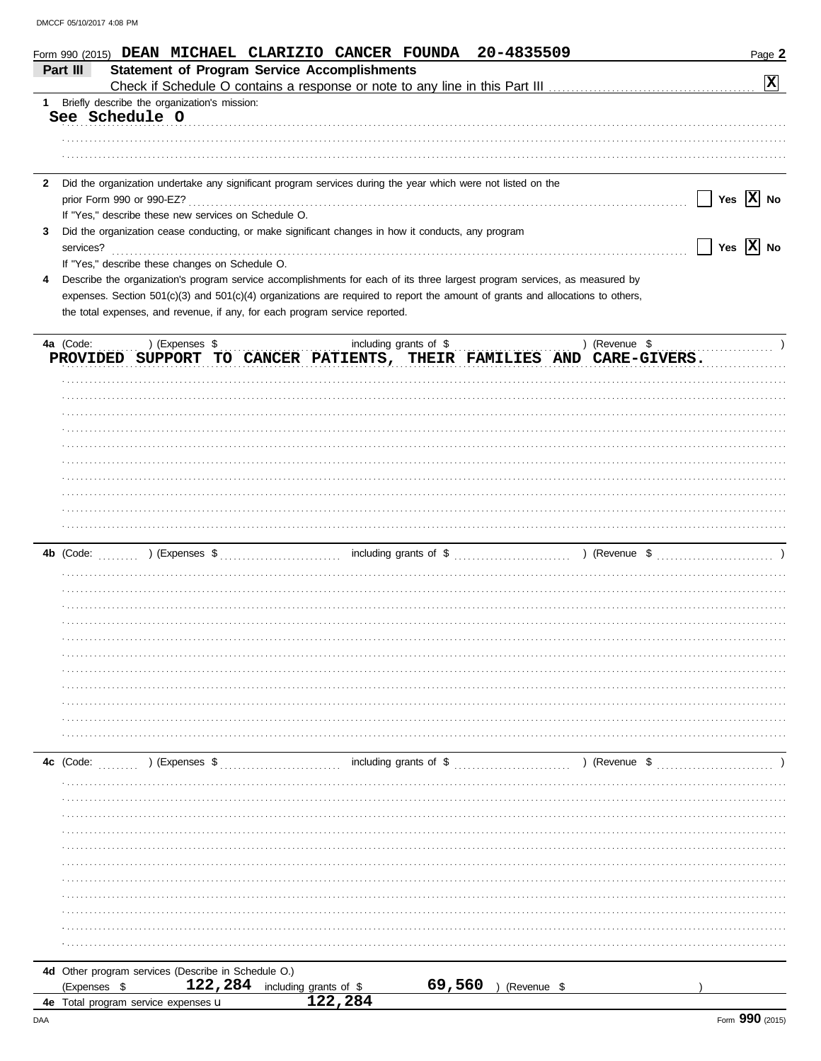Form 990 (2015) **DEAN MICHAEL CLARIZIO CANCER FOUNDA 20-4835509** Page **2**

## Part III Statement of Program Service Accomplishments

Check if Schedule O contains a response or note to any line in this Part III .......... [X]

**1** Briefly describe the organization's mission:

**See Schedule O**

**2** Did the organization undertake any significant program services during the year which were not listed on the prior Form 990 or 990-EZ? .......... [ ] Yes [X] No

If "Yes," describe these new services on Schedule O.

**3** Did the organization cease conducting, or make significant changes in how it conducts, any program services? .......... [ ] Yes [X] No

If "Yes," describe these changes on Schedule O.

**4** Describe the organization's program service accomplishments for each of its three largest program services, as measured by expenses. Section 501(c)(3) and 501(c)(4) organizations are required to report the amount of grants and allocations to others, the total expenses, and revenue, if any, for each program service reported.

**4a** (Code: ) (Expenses $ including grants of $ ) (Revenue $ )

**PROVIDED SUPPORT TO CANCER PATIENTS, THEIR FAMILIES AND CARE-GIVERS.**

**4b** (Code: ) (Expenses $ including grants of $ ) (Revenue $ )

**4c** (Code: ) (Expenses $ including grants of $ ) (Revenue $ )

**4d** Other program services (Describe in Schedule O.)

(Expenses $ **122,284** including grants of $ **69,560** ) (Revenue $ )

**4e** Total program service expenses u **122,284**

Form **990** (2015)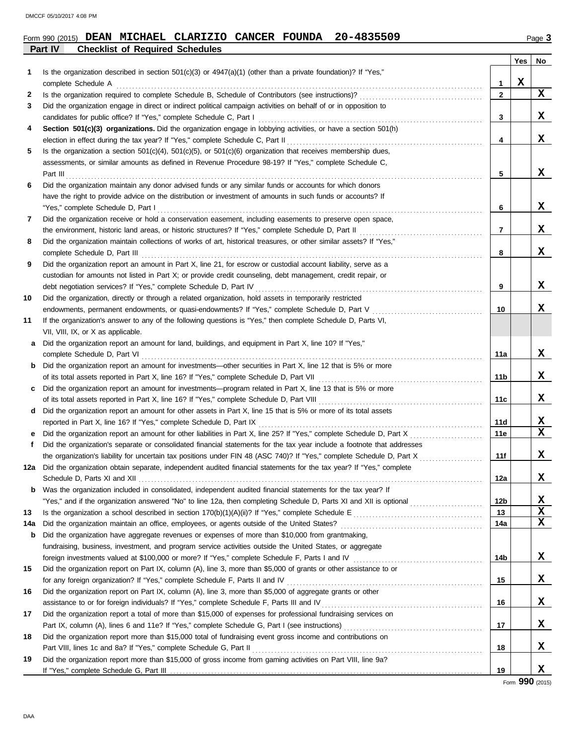Form 990 (2015) **DEAN MICHAEL CLARIZIO CANCER FOUNDA 20-4835509** Page **3**

## Part IV Checklist of Required Schedules

| | | | Yes | No |
|---|---|---|---|---|
| **1** | Is the organization described in section 501(c)(3) or 4947(a)(1) (other than a private foundation)? If "Yes," complete Schedule A | 1 | X | |
| **2** | Is the organization required to complete Schedule B, Schedule of Contributors (see instructions)? | 2 | | X |
| **3** | Did the organization engage in direct or indirect political campaign activities on behalf of or in opposition to candidates for public office? If "Yes," complete Schedule C, Part I | 3 | | X |
| **4** | **Section 501(c)(3) organizations.** Did the organization engage in lobbying activities, or have a section 501(h) election in effect during the tax year? If "Yes," complete Schedule C, Part II | 4 | | X |
| **5** | Is the organization a section 501(c)(4), 501(c)(5), or 501(c)(6) organization that receives membership dues, assessments, or similar amounts as defined in Revenue Procedure 98-19? If "Yes," complete Schedule C, Part III | 5 | | X |
| **6** | Did the organization maintain any donor advised funds or any similar funds or accounts for which donors have the right to provide advice on the distribution or investment of amounts in such funds or accounts? If "Yes," complete Schedule D, Part I | 6 | | X |
| **7** | Did the organization receive or hold a conservation easement, including easements to preserve open space, the environment, historic land areas, or historic structures? If "Yes," complete Schedule D, Part II | 7 | | X |
| **8** | Did the organization maintain collections of works of art, historical treasures, or other similar assets? If "Yes," complete Schedule D, Part III | 8 | | X |
| **9** | Did the organization report an amount in Part X, line 21, for escrow or custodial account liability, serve as a custodian for amounts not listed in Part X; or provide credit counseling, debt management, credit repair, or debt negotiation services? If "Yes," complete Schedule D, Part IV | 9 | | X |
| **10** | Did the organization, directly or through a related organization, hold assets in temporarily restricted endowments, permanent endowments, or quasi-endowments? If "Yes," complete Schedule D, Part V | 10 | | X |
| **11** | If the organization's answer to any of the following questions is "Yes," then complete Schedule D, Parts VI, VII, VIII, IX, or X as applicable. | | | |
| **a** | Did the organization report an amount for land, buildings, and equipment in Part X, line 10? If "Yes," complete Schedule D, Part VI | 11a | | X |
| **b** | Did the organization report an amount for investments—other securities in Part X, line 12 that is 5% or more of its total assets reported in Part X, line 16? If "Yes," complete Schedule D, Part VII | 11b | | X |
| **c** | Did the organization report an amount for investments—program related in Part X, line 13 that is 5% or more of its total assets reported in Part X, line 16? If "Yes," complete Schedule D, Part VIII | 11c | | X |
| **d** | Did the organization report an amount for other assets in Part X, line 15 that is 5% or more of its total assets reported in Part X, line 16? If "Yes," complete Schedule D, Part IX | 11d | | X |
| **e** | Did the organization report an amount for other liabilities in Part X, line 25? If "Yes," complete Schedule D, Part X | 11e | | X |
| **f** | Did the organization's separate or consolidated financial statements for the tax year include a footnote that addresses the organization's liability for uncertain tax positions under FIN 48 (ASC 740)? If "Yes," complete Schedule D, Part X | 11f | | X |
| **12a** | Did the organization obtain separate, independent audited financial statements for the tax year? If "Yes," complete Schedule D, Parts XI and XII | 12a | | X |
| **b** | Was the organization included in consolidated, independent audited financial statements for the tax year? If "Yes," and if the organization answered "No" to line 12a, then completing Schedule D, Parts XI and XII is optional | 12b | | X |
| **13** | Is the organization a school described in section 170(b)(1)(A)(ii)? If "Yes," complete Schedule E | 13 | | X |
| **14a** | Did the organization maintain an office, employees, or agents outside of the United States? | 14a | | X |
| **b** | Did the organization have aggregate revenues or expenses of more than $10,000 from grantmaking, fundraising, business, investment, and program service activities outside the United States, or aggregate foreign investments valued at $100,000 or more? If "Yes," complete Schedule F, Parts I and IV | 14b | | X |
| **15** | Did the organization report on Part IX, column (A), line 3, more than $5,000 of grants or other assistance to or for any foreign organization? If "Yes," complete Schedule F, Parts II and IV | 15 | | X |
| **16** | Did the organization report on Part IX, column (A), line 3, more than $5,000 of aggregate grants or other assistance to or for foreign individuals? If "Yes," complete Schedule F, Parts III and IV | 16 | | X |
| **17** | Did the organization report a total of more than $15,000 of expenses for professional fundraising services on Part IX, column (A), lines 6 and 11e? If "Yes," complete Schedule G, Part I (see instructions) | 17 | | X |
| **18** | Did the organization report more than $15,000 total of fundraising event gross income and contributions on Part VIII, lines 1c and 8a? If "Yes," complete Schedule G, Part II | 18 | | X |
| **19** | Did the organization report more than $15,000 of gross income from gaming activities on Part VIII, line 9a? If "Yes," complete Schedule G, Part III | 19 | | X |

Form **990** (2015)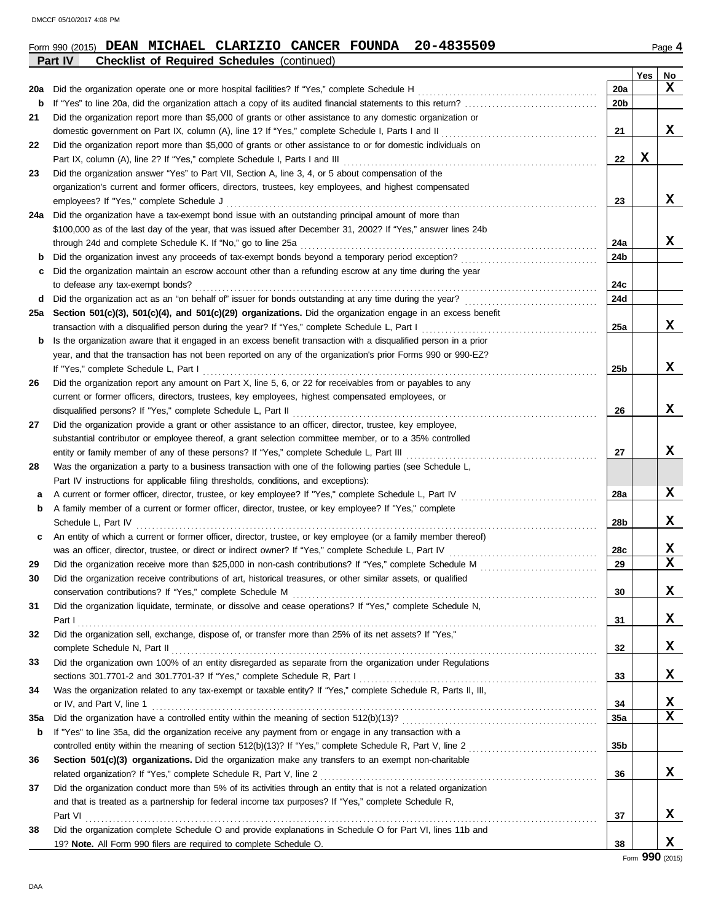Form 990 (2015) **DEAN MICHAEL CLARIZIO CANCER FOUNDA 20-4835509** Page **4**

## Part IV Checklist of Required Schedules (continued)

| | | | Yes | No |
|---|---|---|---|---|
| 20a | Did the organization operate one or more hospital facilities? If "Yes," complete Schedule H | 20a | | X |
| b | If "Yes" to line 20a, did the organization attach a copy of its audited financial statements to this return? | 20b | | |
| 21 | Did the organization report more than $5,000 of grants or other assistance to any domestic organization or domestic government on Part IX, column (A), line 1? If "Yes," complete Schedule I, Parts I and II | 21 | | X |
| 22 | Did the organization report more than $5,000 of grants or other assistance to or for domestic individuals on Part IX, column (A), line 2? If "Yes," complete Schedule I, Parts I and III | 22 | X | |
| 23 | Did the organization answer "Yes" to Part VII, Section A, line 3, 4, or 5 about compensation of the organization's current and former officers, directors, trustees, key employees, and highest compensated employees? If "Yes," complete Schedule J | 23 | | X |
| 24a | Did the organization have a tax-exempt bond issue with an outstanding principal amount of more than $100,000 as of the last day of the year, that was issued after December 31, 2002? If "Yes," answer lines 24b through 24d and complete Schedule K. If "No," go to line 25a | 24a | | X |
| b | Did the organization invest any proceeds of tax-exempt bonds beyond a temporary period exception? | 24b | | |
| c | Did the organization maintain an escrow account other than a refunding escrow at any time during the year to defease any tax-exempt bonds? | 24c | | |
| d | Did the organization act as an "on behalf of" issuer for bonds outstanding at any time during the year? | 24d | | |
| 25a | **Section 501(c)(3), 501(c)(4), and 501(c)(29) organizations.** Did the organization engage in an excess benefit transaction with a disqualified person during the year? If "Yes," complete Schedule L, Part I | 25a | | X |
| b | Is the organization aware that it engaged in an excess benefit transaction with a disqualified person in a prior year, and that the transaction has not been reported on any of the organization's prior Forms 990 or 990-EZ? If "Yes," complete Schedule L, Part I | 25b | | X |
| 26 | Did the organization report any amount on Part X, line 5, 6, or 22 for receivables from or payables to any current or former officers, directors, trustees, key employees, highest compensated employees, or disqualified persons? If "Yes," complete Schedule L, Part II | 26 | | X |
| 27 | Did the organization provide a grant or other assistance to an officer, director, trustee, key employee, substantial contributor or employee thereof, a grant selection committee member, or to a 35% controlled entity or family member of any of these persons? If "Yes," complete Schedule L, Part III | 27 | | X |
| 28 | Was the organization a party to a business transaction with one of the following parties (see Schedule L, Part IV instructions for applicable filing thresholds, conditions, and exceptions): | | | |
| a | A current or former officer, director, trustee, or key employee? If "Yes," complete Schedule L, Part IV | 28a | | X |
| b | A family member of a current or former officer, director, trustee, or key employee? If "Yes," complete Schedule L, Part IV | 28b | | X |
| c | An entity of which a current or former officer, director, trustee, or key employee (or a family member thereof) was an officer, director, trustee, or direct or indirect owner? If "Yes," complete Schedule L, Part IV | 28c | | X |
| 29 | Did the organization receive more than $25,000 in non-cash contributions? If "Yes," complete Schedule M | 29 | | X |
| 30 | Did the organization receive contributions of art, historical treasures, or other similar assets, or qualified conservation contributions? If "Yes," complete Schedule M | 30 | | X |
| 31 | Did the organization liquidate, terminate, or dissolve and cease operations? If "Yes," complete Schedule N, Part I | 31 | | X |
| 32 | Did the organization sell, exchange, dispose of, or transfer more than 25% of its net assets? If "Yes," complete Schedule N, Part II | 32 | | X |
| 33 | Did the organization own 100% of an entity disregarded as separate from the organization under Regulations sections 301.7701-2 and 301.7701-3? If "Yes," complete Schedule R, Part I | 33 | | X |
| 34 | Was the organization related to any tax-exempt or taxable entity? If "Yes," complete Schedule R, Parts II, III, or IV, and Part V, line 1 | 34 | | X |
| 35a | Did the organization have a controlled entity within the meaning of section 512(b)(13)? | 35a | | X |
| b | If "Yes" to line 35a, did the organization receive any payment from or engage in any transaction with a controlled entity within the meaning of section 512(b)(13)? If "Yes," complete Schedule R, Part V, line 2 | 35b | | |
| 36 | **Section 501(c)(3) organizations.** Did the organization make any transfers to an exempt non-charitable related organization? If "Yes," complete Schedule R, Part V, line 2 | 36 | | X |
| 37 | Did the organization conduct more than 5% of its activities through an entity that is not a related organization and that is treated as a partnership for federal income tax purposes? If "Yes," complete Schedule R, Part VI | 37 | | X |
| 38 | Did the organization complete Schedule O and provide explanations in Schedule O for Part VI, lines 11b and 19? **Note.** All Form 990 filers are required to complete Schedule O. | 38 | | X |

Form **990** (2015)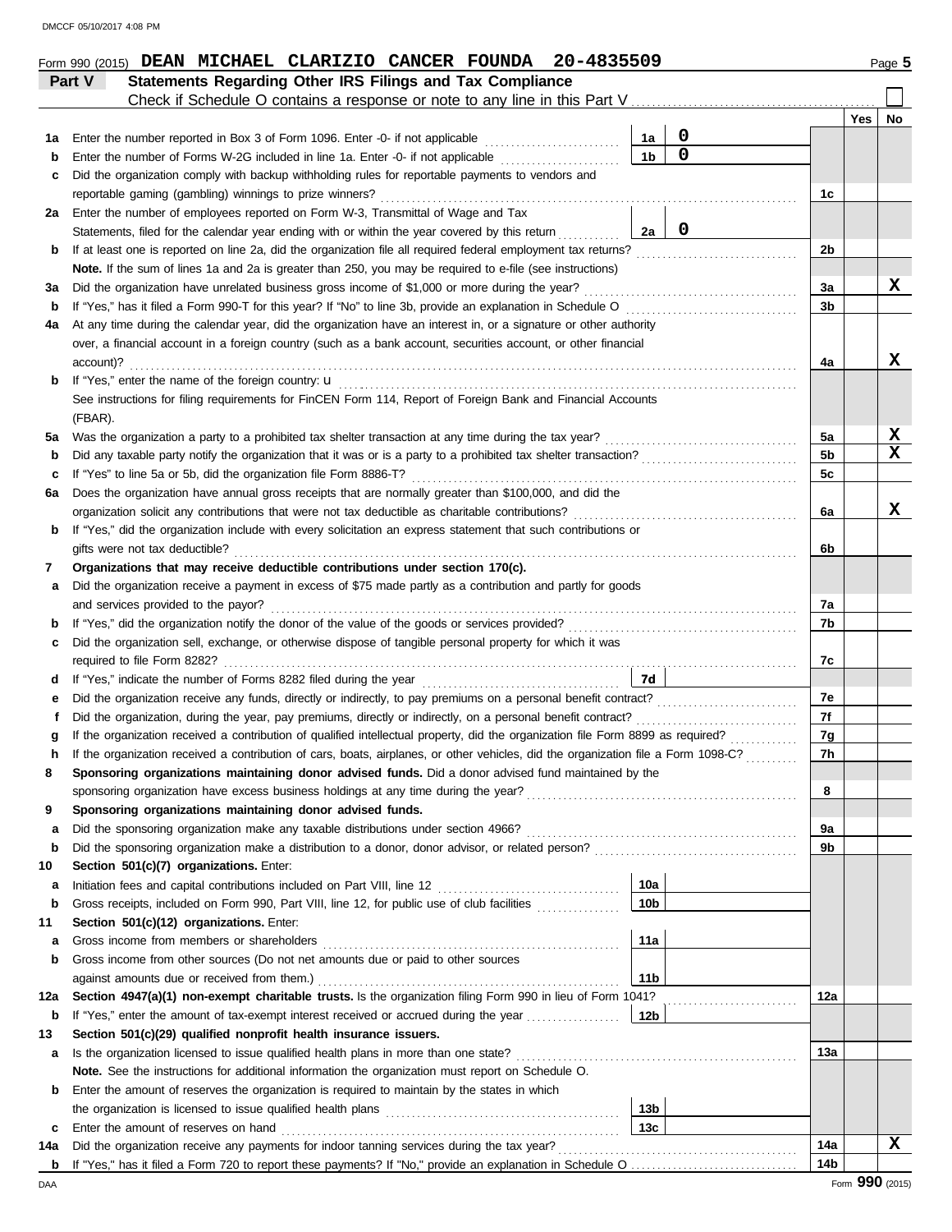Form 990 (2015) **DEAN MICHAEL CLARIZIO CANCER FOUNDA 20-4835509** Page **5**

## Part V Statements Regarding Other IRS Filings and Tax Compliance

Check if Schedule O contains a response or note to any line in this Part V ☐

| | | | | | Yes | No |
|---|---|---|---|---|---|---|
| **1a** | Enter the number reported in Box 3 of Form 1096. Enter -0- if not applicable | 1a | 0 | | | |
| **b** | Enter the number of Forms W-2G included in line 1a. Enter -0- if not applicable | 1b | 0 | | | |
| **c** | Did the organization comply with backup withholding rules for reportable payments to vendors and reportable gaming (gambling) winnings to prize winners? | | | 1c | | |
| **2a** | Enter the number of employees reported on Form W-3, Transmittal of Wage and Tax Statements, filed for the calendar year ending with or within the year covered by this return | 2a | 0 | | | |
| **b** | If at least one is reported on line 2a, did the organization file all required federal employment tax returns? | | | 2b | | |
| | **Note.** If the sum of lines 1a and 2a is greater than 250, you may be required to e-file (see instructions) | | | | | |
| **3a** | Did the organization have unrelated business gross income of $1,000 or more during the year? | | | 3a | | X |
| **b** | If "Yes," has it filed a Form 990-T for this year? If "No" to line 3b, provide an explanation in Schedule O | | | 3b | | |
| **4a** | At any time during the calendar year, did the organization have an interest in, or a signature or other authority over, a financial account in a foreign country (such as a bank account, securities account, or other financial account)? | | | 4a | | X |
| **b** | If "Yes," enter the name of the foreign country: u | | | | | |
| | See instructions for filing requirements for FinCEN Form 114, Report of Foreign Bank and Financial Accounts (FBAR). | | | | | |
| **5a** | Was the organization a party to a prohibited tax shelter transaction at any time during the tax year? | | | 5a | | X |
| **b** | Did any taxable party notify the organization that it was or is a party to a prohibited tax shelter transaction? | | | 5b | | X |
| **c** | If "Yes" to line 5a or 5b, did the organization file Form 8886-T? | | | 5c | | |
| **6a** | Does the organization have annual gross receipts that are normally greater than $100,000, and did the organization solicit any contributions that were not tax deductible as charitable contributions? | | | 6a | | X |
| **b** | If "Yes," did the organization include with every solicitation an express statement that such contributions or gifts were not tax deductible? | | | 6b | | |
| **7** | **Organizations that may receive deductible contributions under section 170(c).** | | | | | |
| **a** | Did the organization receive a payment in excess of $75 made partly as a contribution and partly for goods and services provided to the payor? | | | 7a | | |
| **b** | If "Yes," did the organization notify the donor of the value of the goods or services provided? | | | 7b | | |
| **c** | Did the organization sell, exchange, or otherwise dispose of tangible personal property for which it was required to file Form 8282? | | | 7c | | |
| **d** | If "Yes," indicate the number of Forms 8282 filed during the year | 7d | | | | |
| **e** | Did the organization receive any funds, directly or indirectly, to pay premiums on a personal benefit contract? | | | 7e | | |
| **f** | Did the organization, during the year, pay premiums, directly or indirectly, on a personal benefit contract? | | | 7f | | |
| **g** | If the organization received a contribution of qualified intellectual property, did the organization file Form 8899 as required? | | | 7g | | |
| **h** | If the organization received a contribution of cars, boats, airplanes, or other vehicles, did the organization file a Form 1098-C? | | | 7h | | |
| **8** | **Sponsoring organizations maintaining donor advised funds.** Did a donor advised fund maintained by the sponsoring organization have excess business holdings at any time during the year? | | | 8 | | |
| **9** | **Sponsoring organizations maintaining donor advised funds.** | | | | | |
| **a** | Did the sponsoring organization make any taxable distributions under section 4966? | | | 9a | | |
| **b** | Did the sponsoring organization make a distribution to a donor, donor advisor, or related person? | | | 9b | | |
| **10** | **Section 501(c)(7) organizations.** Enter: | | | | | |
| **a** | Initiation fees and capital contributions included on Part VIII, line 12 | 10a | | | | |
| **b** | Gross receipts, included on Form 990, Part VIII, line 12, for public use of club facilities | 10b | | | | |
| **11** | **Section 501(c)(12) organizations.** Enter: | | | | | |
| **a** | Gross income from members or shareholders | 11a | | | | |
| **b** | Gross income from other sources (Do not net amounts due or paid to other sources against amounts due or received from them.) | 11b | | | | |
| **12a** | **Section 4947(a)(1) non-exempt charitable trusts.** Is the organization filing Form 990 in lieu of Form 1041? | | | 12a | | |
| **b** | If "Yes," enter the amount of tax-exempt interest received or accrued during the year | 12b | | | | |
| **13** | **Section 501(c)(29) qualified nonprofit health insurance issuers.** | | | | | |
| **a** | Is the organization licensed to issue qualified health plans in more than one state? | | | 13a | | |
| | **Note.** See the instructions for additional information the organization must report on Schedule O. | | | | | |
| **b** | Enter the amount of reserves the organization is required to maintain by the states in which the organization is licensed to issue qualified health plans | 13b | | | | |
| **c** | Enter the amount of reserves on hand | 13c | | | | |
| **14a** | Did the organization receive any payments for indoor tanning services during the tax year? | | | 14a | | X |
| **b** | If "Yes," has it filed a Form 720 to report these payments? If "No," provide an explanation in Schedule O | | | 14b | | |

Form **990** (2015)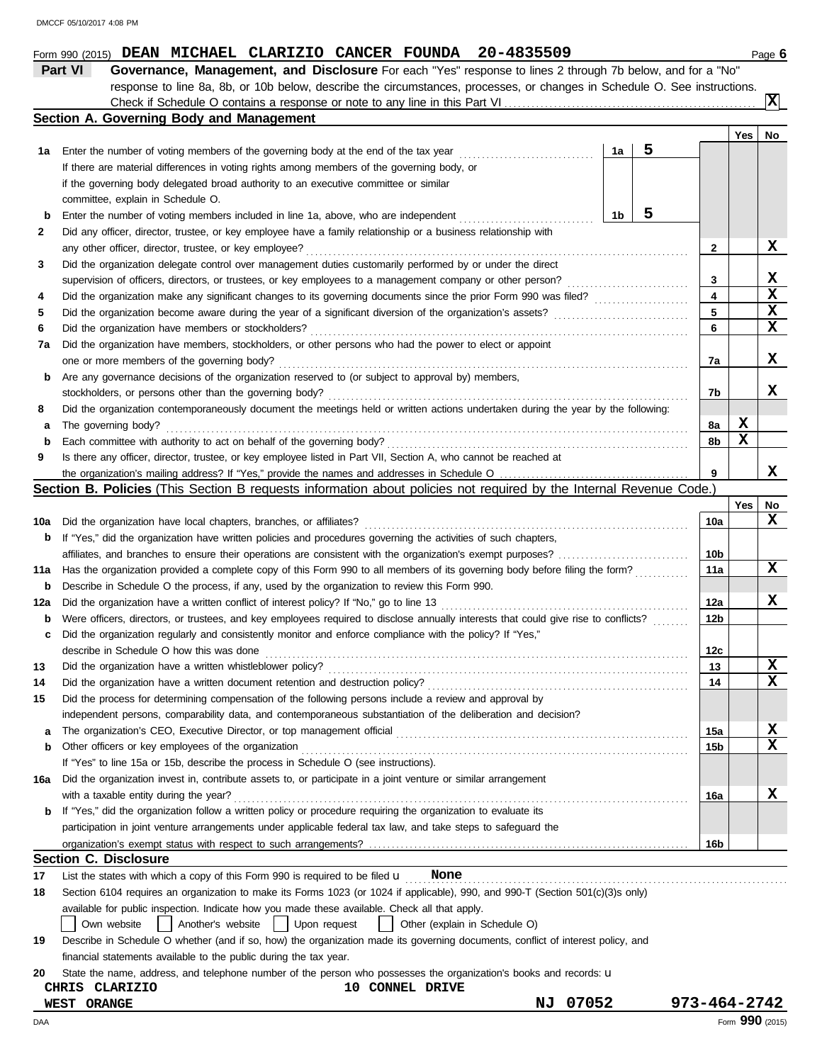Form 990 (2015) **DEAN MICHAEL CLARIZIO CANCER FOUNDA 20-4835509** Page **6**

## Part VI Governance, Management, and Disclosure

For each "Yes" response to lines 2 through 7b below, and for a "No" response to line 8a, 8b, or 10b below, describe the circumstances, processes, or changes in Schedule O. See instructions.

Check if Schedule O contains a response or note to any line in this Part VI . . . . . . . . . . [X]

### Section A. Governing Body and Management

| | | | | Yes | No |
|---|---|---|---|---|---|
| **1a** | Enter the number of voting members of the governing body at the end of the tax year | 1a | 5 | | |
| | If there are material differences in voting rights among members of the governing body, or if the governing body delegated broad authority to an executive committee or similar committee, explain in Schedule O. | | | | |
| **b** | Enter the number of voting members included in line 1a, above, who are independent | 1b | 5 | | |
| **2** | Did any officer, director, trustee, or key employee have a family relationship or a business relationship with any other officer, director, trustee, or key employee? | 2 | | | X |
| **3** | Did the organization delegate control over management duties customarily performed by or under the direct supervision of officers, directors, or trustees, or key employees to a management company or other person? | 3 | | | X |
| **4** | Did the organization make any significant changes to its governing documents since the prior Form 990 was filed? | 4 | | | X |
| **5** | Did the organization become aware during the year of a significant diversion of the organization's assets? | 5 | | | X |
| **6** | Did the organization have members or stockholders? | 6 | | | X |
| **7a** | Did the organization have members, stockholders, or other persons who had the power to elect or appoint one or more members of the governing body? | 7a | | | X |
| **b** | Are any governance decisions of the organization reserved to (or subject to approval by) members, stockholders, or persons other than the governing body? | 7b | | | X |
| **8** | Did the organization contemporaneously document the meetings held or written actions undertaken during the year by the following: | | | | |
| **a** | The governing body? | 8a | | X | |
| **b** | Each committee with authority to act on behalf of the governing body? | 8b | | X | |
| **9** | Is there any officer, director, trustee, or key employee listed in Part VII, Section A, who cannot be reached at the organization's mailing address? If "Yes," provide the names and addresses in Schedule O | 9 | | | X |

### Section B. Policies (This Section B requests information about policies not required by the Internal Revenue Code.)

| | | | Yes | No |
|---|---|---|---|---|
| **10a** | Did the organization have local chapters, branches, or affiliates? | 10a | | X |
| **b** | If "Yes," did the organization have written policies and procedures governing the activities of such chapters, affiliates, and branches to ensure their operations are consistent with the organization's exempt purposes? | 10b | | |
| **11a** | Has the organization provided a complete copy of this Form 990 to all members of its governing body before filing the form? | 11a | | X |
| **b** | Describe in Schedule O the process, if any, used by the organization to review this Form 990. | | | |
| **12a** | Did the organization have a written conflict of interest policy? If "No," go to line 13 | 12a | | X |
| **b** | Were officers, directors, or trustees, and key employees required to disclose annually interests that could give rise to conflicts? | 12b | | |
| **c** | Did the organization regularly and consistently monitor and enforce compliance with the policy? If "Yes," describe in Schedule O how this was done | 12c | | |
| **13** | Did the organization have a written whistleblower policy? | 13 | | X |
| **14** | Did the organization have a written document retention and destruction policy? | 14 | | X |
| **15** | Did the process for determining compensation of the following persons include a review and approval by independent persons, comparability data, and contemporaneous substantiation of the deliberation and decision? | | | |
| **a** | The organization's CEO, Executive Director, or top management official | 15a | | X |
| **b** | Other officers or key employees of the organization | 15b | | X |
| | If "Yes" to line 15a or 15b, describe the process in Schedule O (see instructions). | | | |
| **16a** | Did the organization invest in, contribute assets to, or participate in a joint venture or similar arrangement with a taxable entity during the year? | 16a | | X |
| **b** | If "Yes," did the organization follow a written policy or procedure requiring the organization to evaluate its participation in joint venture arrangements under applicable federal tax law, and take steps to safeguard the organization's exempt status with respect to such arrangements? | 16b | | |

### Section C. Disclosure

**17** List the states with which a copy of this Form 990 is required to be filed u **None**

**18** Section 6104 requires an organization to make its Forms 1023 (or 1024 if applicable), 990, and 990-T (Section 501(c)(3)s only) available for public inspection. Indicate how you made these available. Check all that apply.

[ ] Own website [ ] Another's website [ ] Upon request [ ] Other (explain in Schedule O)

**19** Describe in Schedule O whether (and if so, how) the organization made its governing documents, conflict of interest policy, and financial statements available to the public during the tax year.

**20** State the name, address, and telephone number of the person who possesses the organization's books and records: u

**CHRIS CLARIZIO** **10 CONNEL DRIVE**
**WEST ORANGE** **NJ 07052** **973-464-2742**

Form **990** (2015)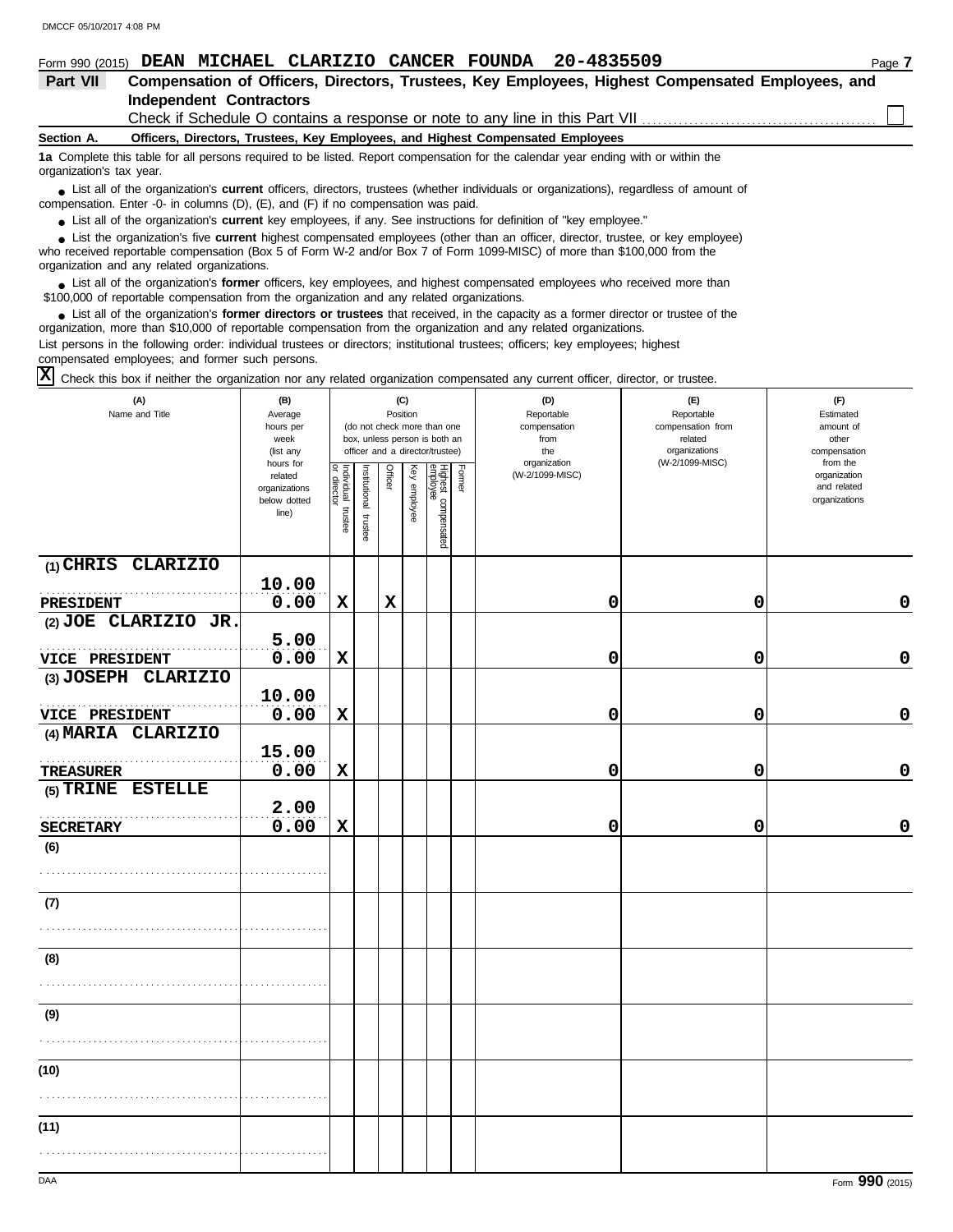DMCCF 05/10/2017 4:08 PM

Form 990 (2015) **DEAN MICHAEL CLARIZIO CANCER FOUNDA 20-4835509** Page **7**

## Part VII Compensation of Officers, Directors, Trustees, Key Employees, Highest Compensated Employees, and Independent Contractors

Check if Schedule O contains a response or note to any line in this Part VII ☐

**Section A. Officers, Directors, Trustees, Key Employees, and Highest Compensated Employees**

**1a** Complete this table for all persons required to be listed. Report compensation for the calendar year ending with or within the organization's tax year.

- List all of the organization's **current** officers, directors, trustees (whether individuals or organizations), regardless of amount of compensation. Enter -0- in columns (D), (E), and (F) if no compensation was paid.
- List all of the organization's **current** key employees, if any. See instructions for definition of "key employee."
- List the organization's five **current** highest compensated employees (other than an officer, director, trustee, or key employee) who received reportable compensation (Box 5 of Form W-2 and/or Box 7 of Form 1099-MISC) of more than $100,000 from the organization and any related organizations.
- List all of the organization's **former** officers, key employees, and highest compensated employees who received more than $100,000 of reportable compensation from the organization and any related organizations.
- List all of the organization's **former directors or trustees** that received, in the capacity as a former director or trustee of the organization, more than $10,000 of reportable compensation from the organization and any related organizations.

List persons in the following order: individual trustees or directors; institutional trustees; officers; key employees; highest compensated employees; and former such persons.

☒ Check this box if neither the organization nor any related organization compensated any current officer, director, or trustee.

| (A) Name and Title | (B) Average hours per week (list any hours for related organizations below dotted line) | (C) Position (do not check more than one box, unless person is both an officer and a director/trustee) Individual trustee or director | Institutional trustee | Officer | Key employee | Highest compensated employee | Former | (D) Reportable compensation from the organization (W-2/1099-MISC) | (E) Reportable compensation from related organizations (W-2/1099-MISC) | (F) Estimated amount of other compensation from the organization and related organizations |
|---|---|---|---|---|---|---|---|---|---|---|
| (1) CHRIS CLARIZIO<br>PRESIDENT | 10.00<br>0.00 | X | | X | | | | 0 | 0 | 0 |
| (2) JOE CLARIZIO JR.<br>VICE PRESIDENT | 5.00<br>0.00 | X | | | | | | 0 | 0 | 0 |
| (3) JOSEPH CLARIZIO<br>VICE PRESIDENT | 10.00<br>0.00 | X | | | | | | 0 | 0 | 0 |
| (4) MARIA CLARIZIO<br>TREASURER | 15.00<br>0.00 | X | | | | | | 0 | 0 | 0 |
| (5) TRINE ESTELLE<br>SECRETARY | 2.00<br>0.00 | X | | | | | | 0 | 0 | 0 |
| (6) | | | | | | | | | | |
| (7) | | | | | | | | | | |
| (8) | | | | | | | | | | |
| (9) | | | | | | | | | | |
| (10) | | | | | | | | | | |
| (11) | | | | | | | | | | |

DAA Form **990** (2015)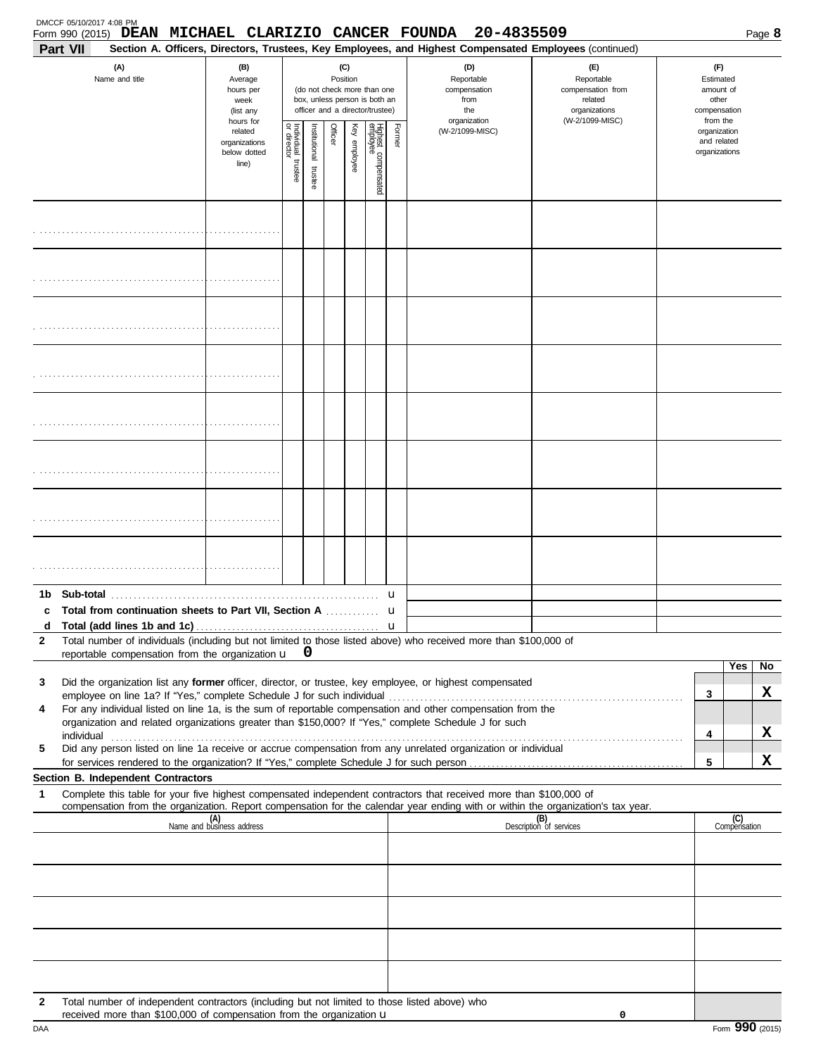DMCCF 05/10/2017 4:08 PM

Form 990 (2015) **DEAN MICHAEL CLARIZIO CANCER FOUNDA 20-4835509**

**Part VII** **Section A. Officers, Directors, Trustees, Key Employees, and Highest Compensated Employees** (continued)

| (A) Name and title | (B) Average hours per week (list any hours for related organizations below dotted line) | (C) Position (do not check more than one box, unless person is both an officer and a director/trustee) Individual trustee or director | Institutional trustee | Officer | Key employee | Highest compensated employee | Former | (D) Reportable compensation from the organization (W-2/1099-MISC) | (E) Reportable compensation from related organizations (W-2/1099-MISC) | (F) Estimated amount of other compensation from the organization and related organizations |
|---|---|---|---|---|---|---|---|---|---|---|
| | | | | | | | | | | |
| | | | | | | | | | | |
| | | | | | | | | | | |
| | | | | | | | | | | |
| | | | | | | | | | | |
| | | | | | | | | | | |
| | | | | | | | | | | |
| | | | | | | | | | | |

**1b Sub-total** u

**c Total from continuation sheets to Part VII, Section A** u

**d Total (add lines 1b and 1c)** u

**2** Total number of individuals (including but not limited to those listed above) who received more than $100,000 of reportable compensation from the organization u **0**

| | | Yes | No |
|---|---|---|---|
| **3** Did the organization list any **former** officer, director, or trustee, key employee, or highest compensated employee on line 1a? If "Yes," complete Schedule J for such individual | 3 | | **X** |
| **4** For any individual listed on line 1a, is the sum of reportable compensation and other compensation from the organization and related organizations greater than $150,000? If "Yes," complete Schedule J for such individual | 4 | | **X** |
| **5** Did any person listed on line 1a receive or accrue compensation from any unrelated organization or individual for services rendered to the organization? If "Yes," complete Schedule J for such person | 5 | | **X** |

**Section B. Independent Contractors**

**1** Complete this table for your five highest compensated independent contractors that received more than $100,000 of compensation from the organization. Report compensation for the calendar year ending with or within the organization's tax year.

| (A) Name and business address | (B) Description of services | (C) Compensation |
|---|---|---|
| | | |
| | | |
| | | |
| | | |
| | | |

**2** Total number of independent contractors (including but not limited to those listed above) who received more than $100,000 of compensation from the organization u **0**

DAA Form **990** (2015)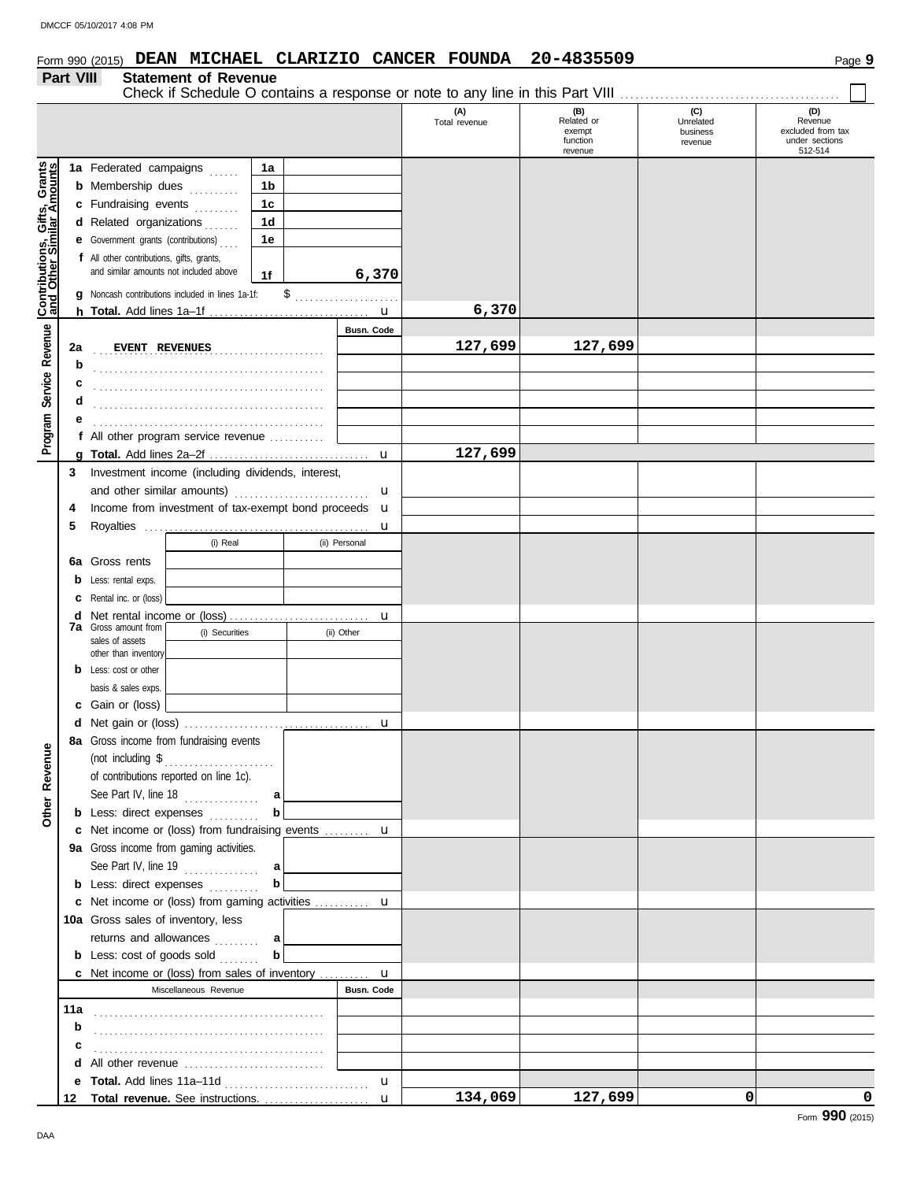Form 990 (2015) **DEAN MICHAEL CLARIZIO CANCER FOUNDA 20-4835509** Page **9**

## Part VIII Statement of Revenue

Check if Schedule O contains a response or note to any line in this Part VIII ☐

| | | | (A) Total revenue | (B) Related or exempt function revenue | (C) Unrelated business revenue | (D) Revenue excluded from tax under sections 512-514 |
|---|---|---|---|---|---|---|
| **Contributions, Gifts, Grants and Other Similar Amounts** | 1a Federated campaigns | 1a | | | | |
| | b Membership dues | 1b | | | | |
| | c Fundraising events | 1c | | | | |
| | d Related organizations | 1d | | | | |
| | e Government grants (contributions) | 1e | | | | |
| | f All other contributions, gifts, grants, and similar amounts not included above | 1f 6,370 | | | | |
| | g Noncash contributions included in lines 1a-1f: $ | | | | | |
| | h **Total.** Add lines 1a–1f | | 6,370 | | | |
| **Program Service Revenue** | | Busn. Code | | | | |
| | 2a EVENT REVENUES | | 127,699 | 127,699 | | |
| | b | | | | | |
| | c | | | | | |
| | d | | | | | |
| | e | | | | | |
| | f All other program service revenue | | | | | |
| | g **Total.** Add lines 2a–2f | | 127,699 | | | |
| **Other Revenue** | 3 Investment income (including dividends, interest, and other similar amounts) | | | | | |
| | 4 Income from investment of tax-exempt bond proceeds | | | | | |
| | 5 Royalties | | | | | |
| | | (i) Real / (ii) Personal | | | | |
| | 6a Gross rents | | | | | |
| | b Less: rental exps. | | | | | |
| | c Rental inc. or (loss) | | | | | |
| | d Net rental income or (loss) | | | | | |
| | 7a Gross amount from sales of assets other than inventory | (i) Securities / (ii) Other | | | | |
| | b Less: cost or other basis & sales exps. | | | | | |
| | c Gain or (loss) | | | | | |
| | d Net gain or (loss) | | | | | |
| | 8a Gross income from fundraising events (not including $ of contributions reported on line 1c). See Part IV, line 18 | a | | | | |
| | b Less: direct expenses | b | | | | |
| | c Net income or (loss) from fundraising events | | | | | |
| | 9a Gross income from gaming activities. See Part IV, line 19 | a | | | | |
| | b Less: direct expenses | b | | | | |
| | c Net income or (loss) from gaming activities | | | | | |
| | 10a Gross sales of inventory, less returns and allowances | a | | | | |
| | b Less: cost of goods sold | b | | | | |
| | c Net income or (loss) from sales of inventory | | | | | |
| | Miscellaneous Revenue | Busn. Code | | | | |
| | 11a | | | | | |
| | b | | | | | |
| | c | | | | | |
| | d All other revenue | | | | | |
| | e **Total.** Add lines 11a–11d | | | | | |
| | 12 **Total revenue.** See instructions. | | 134,069 | 127,699 | 0 | 0 |

Form **990** (2015)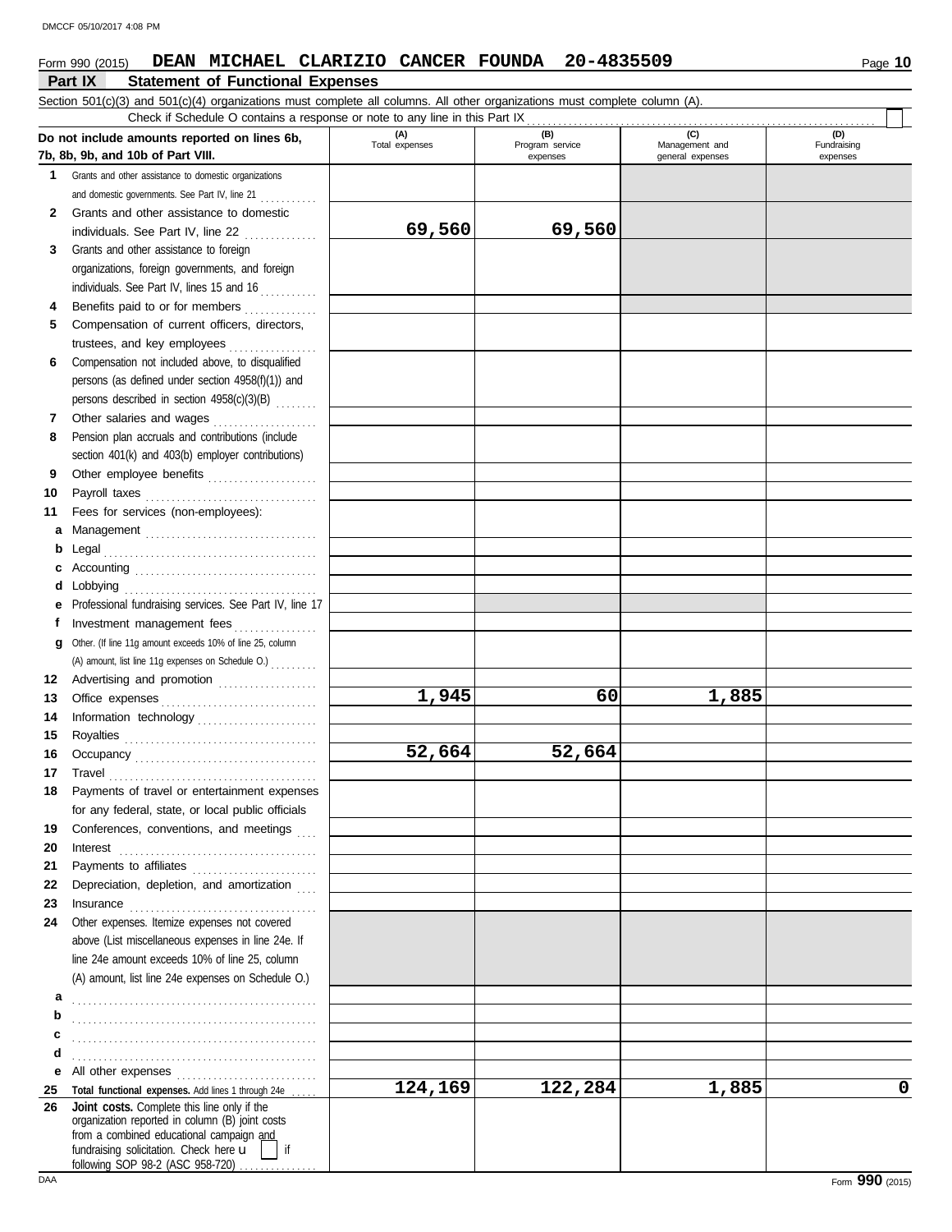Form 990 (2015) **DEAN MICHAEL CLARIZIO CANCER FOUNDA 20-4835509**

## Part IX Statement of Functional Expenses

Section 501(c)(3) and 501(c)(4) organizations must complete all columns. All other organizations must complete column (A).

Check if Schedule O contains a response or note to any line in this Part IX

| Do not include amounts reported on lines 6b, 7b, 8b, 9b, and 10b of Part VIII. | (A) Total expenses | (B) Program service expenses | (C) Management and general expenses | (D) Fundraising expenses |
|---|---|---|---|---|
| 1 Grants and other assistance to domestic organizations and domestic governments. See Part IV, line 21 | | | | |
| 2 Grants and other assistance to domestic individuals. See Part IV, line 22 | 69,560 | 69,560 | | |
| 3 Grants and other assistance to foreign organizations, foreign governments, and foreign individuals. See Part IV, lines 15 and 16 | | | | |
| 4 Benefits paid to or for members | | | | |
| 5 Compensation of current officers, directors, trustees, and key employees | | | | |
| 6 Compensation not included above, to disqualified persons (as defined under section 4958(f)(1)) and persons described in section 4958(c)(3)(B) | | | | |
| 7 Other salaries and wages | | | | |
| 8 Pension plan accruals and contributions (include section 401(k) and 403(b) employer contributions) | | | | |
| 9 Other employee benefits | | | | |
| 10 Payroll taxes | | | | |
| 11 Fees for services (non-employees): | | | | |
| a Management | | | | |
| b Legal | | | | |
| c Accounting | | | | |
| d Lobbying | | | | |
| e Professional fundraising services. See Part IV, line 17 | | | | |
| f Investment management fees | | | | |
| g Other. (If line 11g amount exceeds 10% of line 25, column (A) amount, list line 11g expenses on Schedule O.) | | | | |
| 12 Advertising and promotion | | | | |
| 13 Office expenses | 1,945 | 60 | 1,885 | |
| 14 Information technology | | | | |
| 15 Royalties | | | | |
| 16 Occupancy | 52,664 | 52,664 | | |
| 17 Travel | | | | |
| 18 Payments of travel or entertainment expenses for any federal, state, or local public officials | | | | |
| 19 Conferences, conventions, and meetings | | | | |
| 20 Interest | | | | |
| 21 Payments to affiliates | | | | |
| 22 Depreciation, depletion, and amortization | | | | |
| 23 Insurance | | | | |
| 24 Other expenses. Itemize expenses not covered above (List miscellaneous expenses in line 24e. If line 24e amount exceeds 10% of line 25, column (A) amount, list line 24e expenses on Schedule O.) | | | | |
| a | | | | |
| b | | | | |
| c | | | | |
| d | | | | |
| e All other expenses | | | | |
| 25 **Total functional expenses.** Add lines 1 through 24e | 124,169 | 122,284 | 1,885 | 0 |
| 26 **Joint costs.** Complete this line only if the organization reported in column (B) joint costs from a combined educational campaign and fundraising solicitation. Check here ☐ if following SOP 98-2 (ASC 958-720) | | | | |

Form **990** (2015)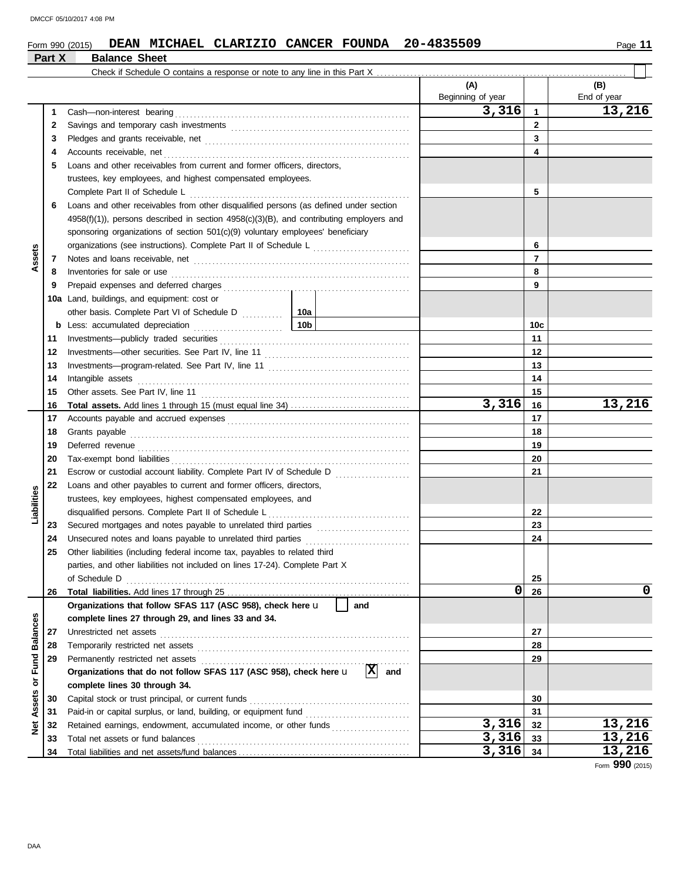DMCCF 05/10/2017 4:08 PM

Form 990 (2015) **DEAN MICHAEL CLARIZIO CANCER FOUNDA 20-4835509** Page **11**

## Part X Balance Sheet

Check if Schedule O contains a response or note to any line in this Part X . . . . . . . . . . . . . . . . . . . . . . . . . . . . . . . . . . . . . . . . . . . . . . . . . . . . . . . . . . . . . . . . . . ☐

| | | | (A) Beginning of year | | (B) End of year |
|---|---|---|---|---|---|
| **Assets** | 1 | Cash—non-interest bearing | 3,316 | 1 | 13,216 |
| | 2 | Savings and temporary cash investments | | 2 | |
| | 3 | Pledges and grants receivable, net | | 3 | |
| | 4 | Accounts receivable, net | | 4 | |
| | 5 | Loans and other receivables from current and former officers, directors, trustees, key employees, and highest compensated employees. Complete Part II of Schedule L | | 5 | |
| | 6 | Loans and other receivables from other disqualified persons (as defined under section 4958(f)(1)), persons described in section 4958(c)(3)(B), and contributing employers and sponsoring organizations of section 501(c)(9) voluntary employees' beneficiary organizations (see instructions). Complete Part II of Schedule L | | 6 | |
| | 7 | Notes and loans receivable, net | | 7 | |
| | 8 | Inventories for sale or use | | 8 | |
| | 9 | Prepaid expenses and deferred charges | | 9 | |
| | 10a | Land, buildings, and equipment: cost or other basis. Complete Part VI of Schedule D — 10a | | | |
| | b | Less: accumulated depreciation — 10b | | 10c | |
| | 11 | Investments—publicly traded securities | | 11 | |
| | 12 | Investments—other securities. See Part IV, line 11 | | 12 | |
| | 13 | Investments—program-related. See Part IV, line 11 | | 13 | |
| | 14 | Intangible assets | | 14 | |
| | 15 | Other assets. See Part IV, line 11 | | 15 | |
| | 16 | **Total assets.** Add lines 1 through 15 (must equal line 34) | 3,316 | 16 | 13,216 |
| **Liabilities** | 17 | Accounts payable and accrued expenses | | 17 | |
| | 18 | Grants payable | | 18 | |
| | 19 | Deferred revenue | | 19 | |
| | 20 | Tax-exempt bond liabilities | | 20 | |
| | 21 | Escrow or custodial account liability. Complete Part IV of Schedule D | | 21 | |
| | 22 | Loans and other payables to current and former officers, directors, trustees, key employees, highest compensated employees, and disqualified persons. Complete Part II of Schedule L | | 22 | |
| | 23 | Secured mortgages and notes payable to unrelated third parties | | 23 | |
| | 24 | Unsecured notes and loans payable to unrelated third parties | | 24 | |
| | 25 | Other liabilities (including federal income tax, payables to related third parties, and other liabilities not included on lines 17-24). Complete Part X of Schedule D | | 25 | |
| | 26 | **Total liabilities.** Add lines 17 through 25 | 0 | 26 | 0 |
| **Net Assets or Fund Balances** | | **Organizations that follow SFAS 117 (ASC 958), check here** ☐ **and complete lines 27 through 29, and lines 33 and 34.** | | | |
| | 27 | Unrestricted net assets | | 27 | |
| | 28 | Temporarily restricted net assets | | 28 | |
| | 29 | Permanently restricted net assets | | 29 | |
| | | **Organizations that do not follow SFAS 117 (ASC 958), check here** ☒ **and complete lines 30 through 34.** | | | |
| | 30 | Capital stock or trust principal, or current funds | | 30 | |
| | 31 | Paid-in or capital surplus, or land, building, or equipment fund | | 31 | |
| | 32 | Retained earnings, endowment, accumulated income, or other funds | 3,316 | 32 | 13,216 |
| | 33 | Total net assets or fund balances | 3,316 | 33 | 13,216 |
| | 34 | Total liabilities and net assets/fund balances | 3,316 | 34 | 13,216 |

Form **990** (2015)

DAA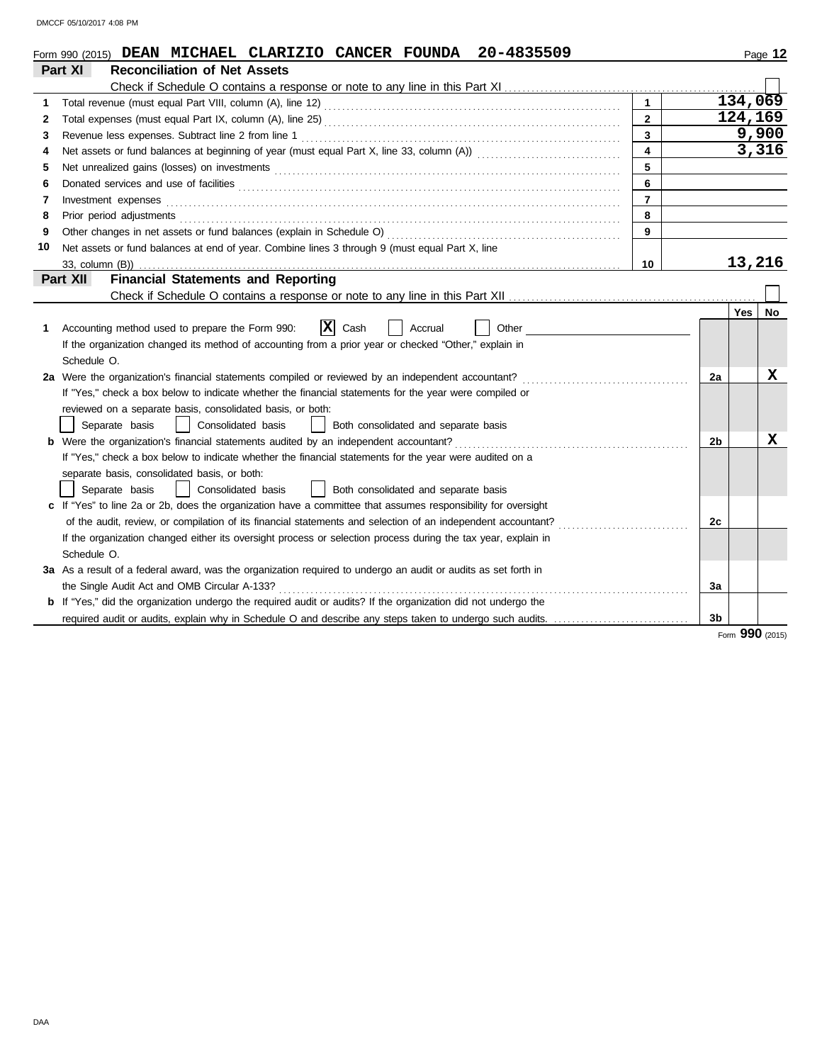Form 990 (2015) **DEAN MICHAEL CLARIZIO CANCER FOUNDA 20-4835509**

## Part XI Reconciliation of Net Assets

Check if Schedule O contains a response or note to any line in this Part XI . . . . . . ☐

| | | Line | Amount |
|---|---|---|---|
| 1 | Total revenue (must equal Part VIII, column (A), line 12) | 1 | 134,069 |
| 2 | Total expenses (must equal Part IX, column (A), line 25) | 2 | 124,169 |
| 3 | Revenue less expenses. Subtract line 2 from line 1 | 3 | 9,900 |
| 4 | Net assets or fund balances at beginning of year (must equal Part X, line 33, column (A)) | 4 | 3,316 |
| 5 | Net unrealized gains (losses) on investments | 5 | |
| 6 | Donated services and use of facilities | 6 | |
| 7 | Investment expenses | 7 | |
| 8 | Prior period adjustments | 8 | |
| 9 | Other changes in net assets or fund balances (explain in Schedule O) | 9 | |
| 10 | Net assets or fund balances at end of year. Combine lines 3 through 9 (must equal Part X, line 33, column (B)) | 10 | 13,216 |

## Part XII Financial Statements and Reporting

Check if Schedule O contains a response or note to any line in this Part XII . . . . . . ☐

| | | | Yes | No |
|---|---|---|---|---|
| 1 | Accounting method used to prepare the Form 990: ☒ Cash ☐ Accrual ☐ Other<br>If the organization changed its method of accounting from a prior year or checked "Other," explain in Schedule O. | | | |
| 2a | Were the organization's financial statements compiled or reviewed by an independent accountant?<br>If "Yes," check a box below to indicate whether the financial statements for the year were compiled or reviewed on a separate basis, consolidated basis, or both:<br>☐ Separate basis ☐ Consolidated basis ☐ Both consolidated and separate basis | 2a | | X |
| b | Were the organization's financial statements audited by an independent accountant?<br>If "Yes," check a box below to indicate whether the financial statements for the year were audited on a separate basis, consolidated basis, or both:<br>☐ Separate basis ☐ Consolidated basis ☐ Both consolidated and separate basis | 2b | | X |
| c | If "Yes" to line 2a or 2b, does the organization have a committee that assumes responsibility for oversight of the audit, review, or compilation of its financial statements and selection of an independent accountant?<br>If the organization changed either its oversight process or selection process during the tax year, explain in Schedule O. | 2c | | |
| 3a | As a result of a federal award, was the organization required to undergo an audit or audits as set forth in the Single Audit Act and OMB Circular A-133? | 3a | | |
| b | If "Yes," did the organization undergo the required audit or audits? If the organization did not undergo the required audit or audits, explain why in Schedule O and describe any steps taken to undergo such audits. | 3b | | |

Form **990** (2015)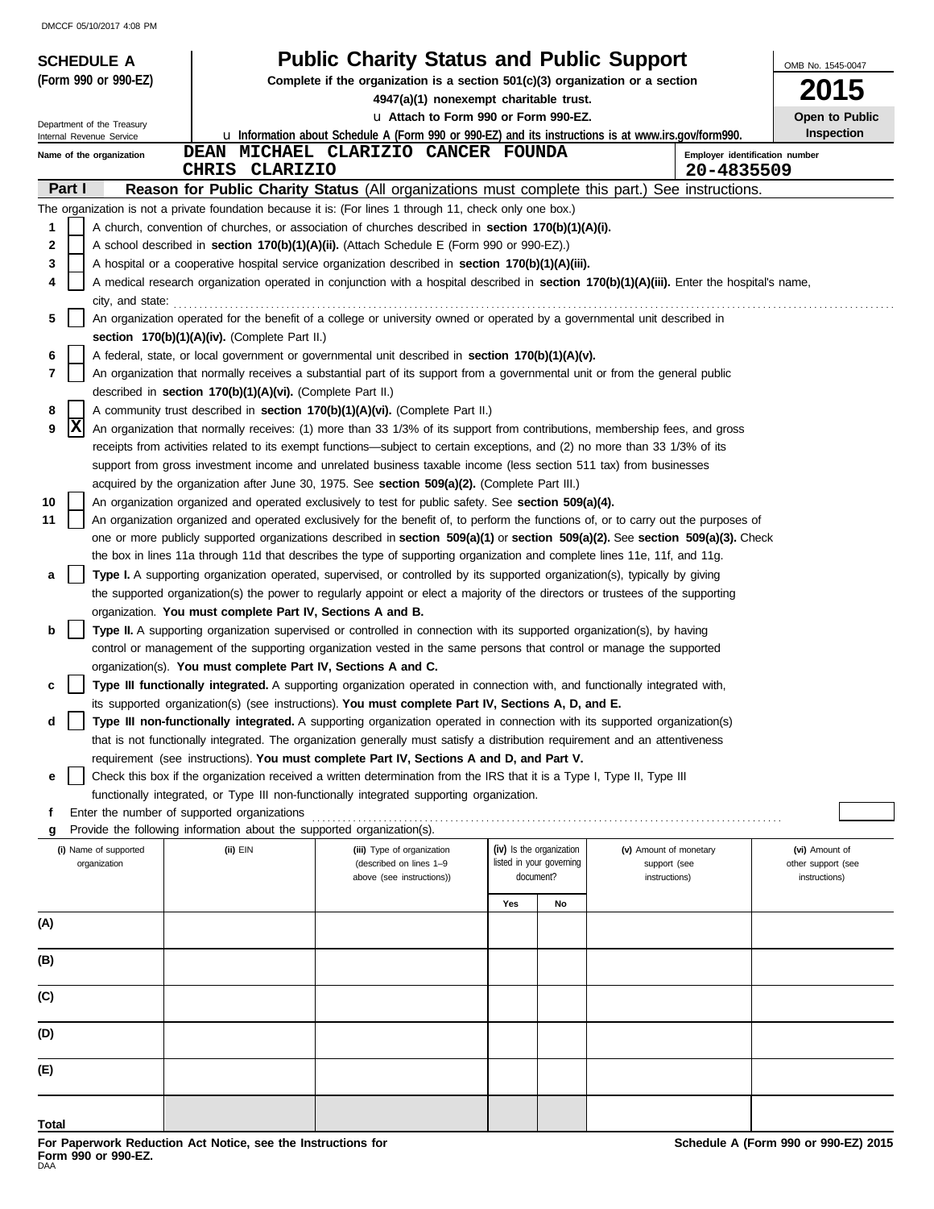DMCCF 05/10/2017 4:08 PM

**SCHEDULE A**
**(Form 990 or 990-EZ)**

Department of the Treasury
Internal Revenue Service

# Public Charity Status and Public Support

**Complete if the organization is a section 501(c)(3) organization or a section 4947(a)(1) nonexempt charitable trust.**

u **Attach to Form 990 or Form 990-EZ.**

u **Information about Schedule A (Form 990 or 990-EZ) and its instructions is at www.irs.gov/form990.**

OMB No. 1545-0047

**2015**

**Open to Public Inspection**

**Name of the organization**
DEAN MICHAEL CLARIZIO CANCER FOUNDA
CHRIS CLARIZIO

**Employer identification number**
20-4835509

## Part I — Reason for Public Charity Status (All organizations must complete this part.) See instructions.

The organization is not a private foundation because it is: (For lines 1 through 11, check only one box.)

1 [ ] A church, convention of churches, or association of churches described in **section 170(b)(1)(A)(i).**

2 [ ] A school described in **section 170(b)(1)(A)(ii).** (Attach Schedule E (Form 990 or 990-EZ).)

3 [ ] A hospital or a cooperative hospital service organization described in **section 170(b)(1)(A)(iii).**

4 [ ] A medical research organization operated in conjunction with a hospital described in **section 170(b)(1)(A)(iii).** Enter the hospital's name, city, and state:

5 [ ] An organization operated for the benefit of a college or university owned or operated by a governmental unit described in **section 170(b)(1)(A)(iv).** (Complete Part II.)

6 [ ] A federal, state, or local government or governmental unit described in **section 170(b)(1)(A)(v).**

7 [ ] An organization that normally receives a substantial part of its support from a governmental unit or from the general public described in **section 170(b)(1)(A)(vi).** (Complete Part II.)

8 [ ] A community trust described in **section 170(b)(1)(A)(vi).** (Complete Part II.)

9 [X] An organization that normally receives: (1) more than 33 1/3% of its support from contributions, membership fees, and gross receipts from activities related to its exempt functions—subject to certain exceptions, and (2) no more than 33 1/3% of its support from gross investment income and unrelated business taxable income (less section 511 tax) from businesses acquired by the organization after June 30, 1975. See **section 509(a)(2).** (Complete Part III.)

10 [ ] An organization organized and operated exclusively to test for public safety. See **section 509(a)(4).**

11 [ ] An organization organized and operated exclusively for the benefit of, to perform the functions of, or to carry out the purposes of one or more publicly supported organizations described in **section 509(a)(1)** or **section 509(a)(2).** See **section 509(a)(3).** Check the box in lines 11a through 11d that describes the type of supporting organization and complete lines 11e, 11f, and 11g.

a [ ] **Type I.** A supporting organization operated, supervised, or controlled by its supported organization(s), typically by giving the supported organization(s) the power to regularly appoint or elect a majority of the directors or trustees of the supporting organization. **You must complete Part IV, Sections A and B.**

b [ ] **Type II.** A supporting organization supervised or controlled in connection with its supported organization(s), by having control or management of the supporting organization vested in the same persons that control or manage the supported organization(s). **You must complete Part IV, Sections A and C.**

c [ ] **Type III functionally integrated.** A supporting organization operated in connection with, and functionally integrated with, its supported organization(s) (see instructions). **You must complete Part IV, Sections A, D, and E.**

d [ ] **Type III non-functionally integrated.** A supporting organization operated in connection with its supported organization(s) that is not functionally integrated. The organization generally must satisfy a distribution requirement and an attentiveness requirement (see instructions). **You must complete Part IV, Sections A and D, and Part V.**

e [ ] Check this box if the organization received a written determination from the IRS that it is a Type I, Type II, Type III functionally integrated, or Type III non-functionally integrated supporting organization.

f Enter the number of supported organizations

g Provide the following information about the supported organization(s).

| (i) Name of supported organization | (ii) EIN | (iii) Type of organization (described on lines 1–9 above (see instructions)) | (iv) Is the organization listed in your governing document? | | (v) Amount of monetary support (see instructions) | (vi) Amount of other support (see instructions) |
|---|---|---|---|---|---|---|
| | | | Yes | No | | |
| (A) | | | | | | |
| (B) | | | | | | |
| (C) | | | | | | |
| (D) | | | | | | |
| (E) | | | | | | |
| Total | | | | | | |

**For Paperwork Reduction Act Notice, see the Instructions for Form 990 or 990-EZ.**
DAA

**Schedule A (Form 990 or 990-EZ) 2015**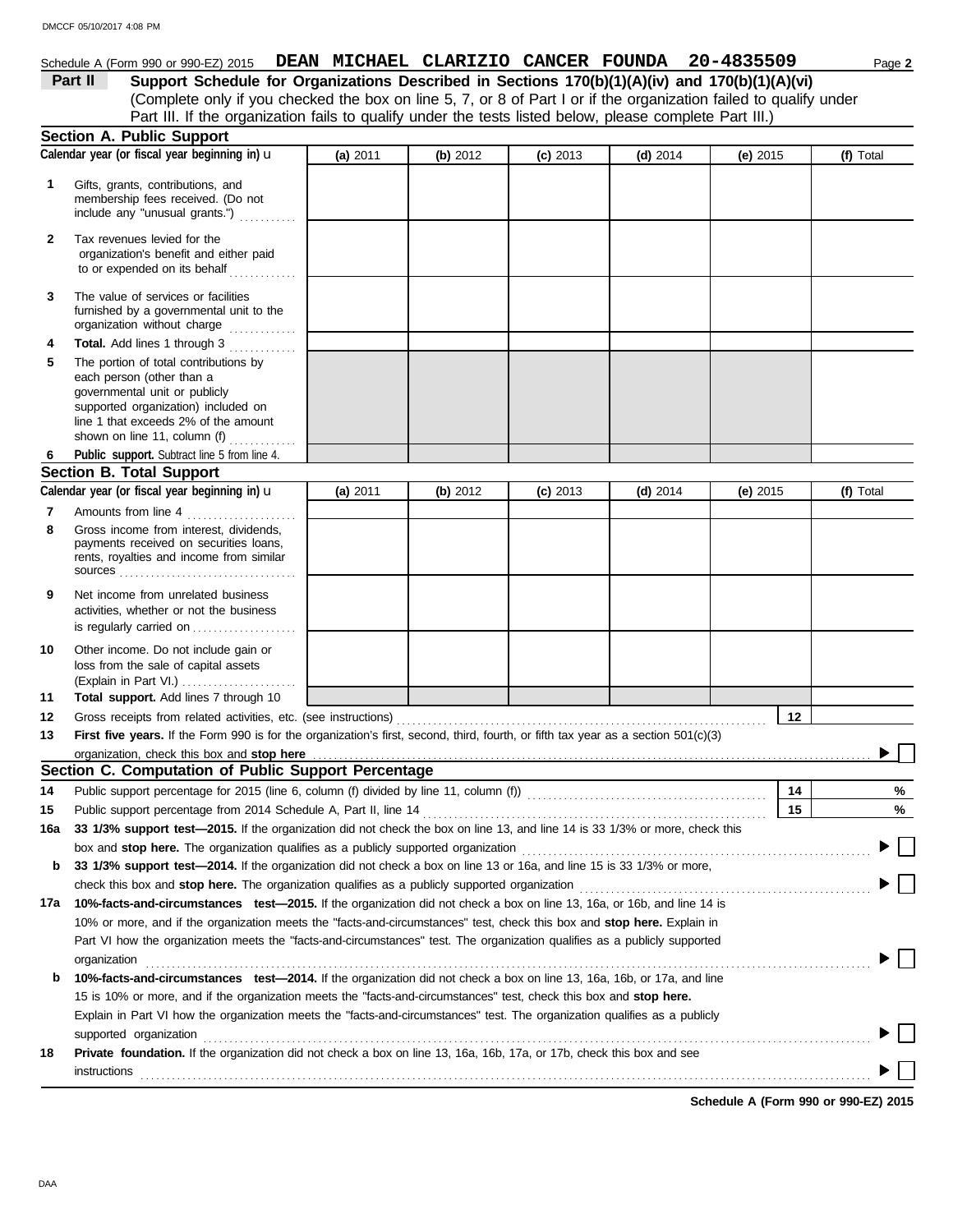DMCCF 05/10/2017 4:08 PM

Schedule A (Form 990 or 990-EZ) 2015 **DEAN MICHAEL CLARIZIO CANCER FOUNDA 20-4835509** Page **2**

**Part II** **Support Schedule for Organizations Described in Sections 170(b)(1)(A)(iv) and 170(b)(1)(A)(vi)**
(Complete only if you checked the box on line 5, 7, or 8 of Part I or if the organization failed to qualify under Part III. If the organization fails to qualify under the tests listed below, please complete Part III.)

## Section A. Public Support

| Calendar year (or fiscal year beginning in) ▶ | (a) 2011 | (b) 2012 | (c) 2013 | (d) 2014 | (e) 2015 | (f) Total |
|---|---|---|---|---|---|---|
| **1** Gifts, grants, contributions, and membership fees received. (Do not include any "unusual grants.") | | | | | | |
| **2** Tax revenues levied for the organization's benefit and either paid to or expended on its behalf | | | | | | |
| **3** The value of services or facilities furnished by a governmental unit to the organization without charge | | | | | | |
| **4** **Total.** Add lines 1 through 3 | | | | | | |
| **5** The portion of total contributions by each person (other than a governmental unit or publicly supported organization) included on line 1 that exceeds 2% of the amount shown on line 11, column (f) | | | | | | |
| **6** **Public support.** Subtract line 5 from line 4. | | | | | | |

## Section B. Total Support

| Calendar year (or fiscal year beginning in) ▶ | (a) 2011 | (b) 2012 | (c) 2013 | (d) 2014 | (e) 2015 | (f) Total |
|---|---|---|---|---|---|---|
| **7** Amounts from line 4 | | | | | | |
| **8** Gross income from interest, dividends, payments received on securities loans, rents, royalties and income from similar sources | | | | | | |
| **9** Net income from unrelated business activities, whether or not the business is regularly carried on | | | | | | |
| **10** Other income. Do not include gain or loss from the sale of capital assets (Explain in Part VI.) | | | | | | |
| **11** **Total support.** Add lines 7 through 10 | | | | | | |

**12** Gross receipts from related activities, etc. (see instructions) **12**

**13** **First five years.** If the Form 990 is for the organization's first, second, third, fourth, or fifth tax year as a section 501(c)(3) organization, check this box and **stop here** ▶ ☐

## Section C. Computation of Public Support Percentage

**14** Public support percentage for 2015 (line 6, column (f) divided by line 11, column (f)) **14** %

**15** Public support percentage from 2014 Schedule A, Part II, line 14 **15** %

**16a** **33 1/3% support test—2015.** If the organization did not check the box on line 13, and line 14 is 33 1/3% or more, check this box and **stop here.** The organization qualifies as a publicly supported organization ▶ ☐

**b** **33 1/3% support test—2014.** If the organization did not check a box on line 13 or 16a, and line 15 is 33 1/3% or more, check this box and **stop here.** The organization qualifies as a publicly supported organization ▶ ☐

**17a** **10%-facts-and-circumstances test—2015.** If the organization did not check a box on line 13, 16a, or 16b, and line 14 is 10% or more, and if the organization meets the "facts-and-circumstances" test, check this box and **stop here.** Explain in Part VI how the organization meets the "facts-and-circumstances" test. The organization qualifies as a publicly supported organization ▶ ☐

**b** **10%-facts-and-circumstances test—2014.** If the organization did not check a box on line 13, 16a, 16b, or 17a, and line 15 is 10% or more, and if the organization meets the "facts-and-circumstances" test, check this box and **stop here.** Explain in Part VI how the organization meets the "facts-and-circumstances" test. The organization qualifies as a publicly supported organization ▶ ☐

**18** **Private foundation.** If the organization did not check a box on line 13, 16a, 16b, 17a, or 17b, check this box and see instructions ▶ ☐

**Schedule A (Form 990 or 990-EZ) 2015**

DAA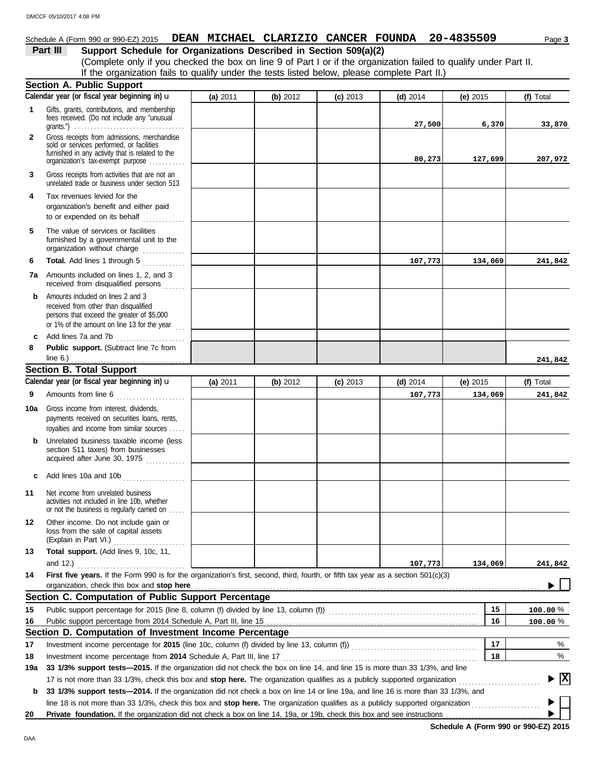Schedule A (Form 990 or 990-EZ) 2015 **DEAN MICHAEL CLARIZIO CANCER FOUNDA 20-4835509** Page **3**

## Part III Support Schedule for Organizations Described in Section 509(a)(2)

(Complete only if you checked the box on line 9 of Part I or if the organization failed to qualify under Part II. If the organization fails to qualify under the tests listed below, please complete Part II.)

### Section A. Public Support

| | Calendar year (or fiscal year beginning in) | (a) 2011 | (b) 2012 | (c) 2013 | (d) 2014 | (e) 2015 | (f) Total |
|---|---|---|---|---|---|---|---|
| 1 | Gifts, grants, contributions, and membership fees received. (Do not include any "unusual grants.") | | | | 27,500 | 6,370 | 33,870 |
| 2 | Gross receipts from admissions, merchandise sold or services performed, or facilities furnished in any activity that is related to the organization's tax-exempt purpose | | | | 80,273 | 127,699 | 207,972 |
| 3 | Gross receipts from activities that are not an unrelated trade or business under section 513 | | | | | | |
| 4 | Tax revenues levied for the organization's benefit and either paid to or expended on its behalf | | | | | | |
| 5 | The value of services or facilities furnished by a governmental unit to the organization without charge | | | | | | |
| 6 | **Total.** Add lines 1 through 5 | | | | 107,773 | 134,069 | 241,842 |
| 7a | Amounts included on lines 1, 2, and 3 received from disqualified persons | | | | | | |
| b | Amounts included on lines 2 and 3 received from other than disqualified persons that exceed the greater of $5,000 or 1% of the amount on line 13 for the year | | | | | | |
| c | Add lines 7a and 7b | | | | | | |
| 8 | **Public support.** (Subtract line 7c from line 6.) | | | | | | 241,842 |

### Section B. Total Support

| | Calendar year (or fiscal year beginning in) | (a) 2011 | (b) 2012 | (c) 2013 | (d) 2014 | (e) 2015 | (f) Total |
|---|---|---|---|---|---|---|---|
| 9 | Amounts from line 6 | | | | 107,773 | 134,069 | 241,842 |
| 10a | Gross income from interest, dividends, payments received on securities loans, rents, royalties and income from similar sources | | | | | | |
| b | Unrelated business taxable income (less section 511 taxes) from businesses acquired after June 30, 1975 | | | | | | |
| c | Add lines 10a and 10b | | | | | | |
| 11 | Net income from unrelated business activities not included in line 10b, whether or not the business is regularly carried on | | | | | | |
| 12 | Other income. Do not include gain or loss from the sale of capital assets (Explain in Part VI.) | | | | | | |
| 13 | **Total support.** (Add lines 9, 10c, 11, and 12.) | | | | 107,773 | 134,069 | 241,842 |

**14** **First five years.** If the Form 990 is for the organization's first, second, third, fourth, or fifth tax year as a section 501(c)(3) organization, check this box and **stop here** ☐

### Section C. Computation of Public Support Percentage

| | | | |
|---|---|---|---|
| 15 | Public support percentage for 2015 (line 8, column (f) divided by line 13, column (f)) | 15 | 100.00 % |
| 16 | Public support percentage from 2014 Schedule A, Part III, line 15 | 16 | 100.00 % |

### Section D. Computation of Investment Income Percentage

| | | | |
|---|---|---|---|
| 17 | Investment income percentage for **2015** (line 10c, column (f) divided by line 13, column (f)) | 17 | % |
| 18 | Investment income percentage from **2014** Schedule A, Part III, line 17 | 18 | % |

**19a** **33 1/3% support tests—2015.** If the organization did not check the box on line 14, and line 15 is more than 33 1/3%, and line 17 is not more than 33 1/3%, check this box and **stop here.** The organization qualifies as a publicly supported organization ☒

**b** **33 1/3% support tests—2014.** If the organization did not check a box on line 14 or line 19a, and line 16 is more than 33 1/3%, and line 18 is not more than 33 1/3%, check this box and **stop here.** The organization qualifies as a publicly supported organization ☐

**20** **Private foundation.** If the organization did not check a box on line 14, 19a, or 19b, check this box and see instructions ☐

**Schedule A (Form 990 or 990-EZ) 2015**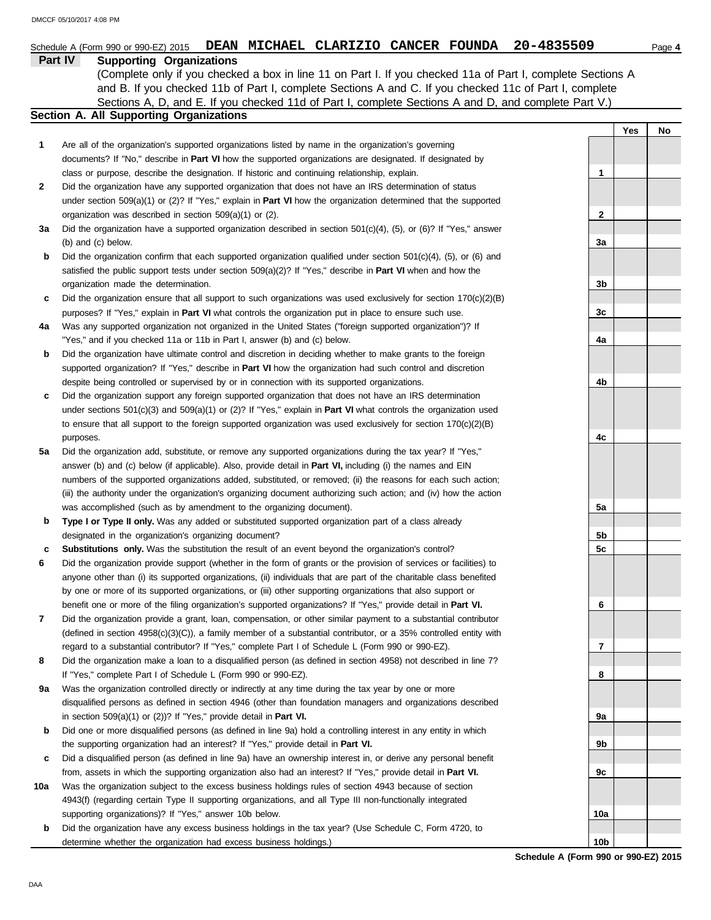Schedule A (Form 990 or 990-EZ) 2015 **DEAN MICHAEL CLARIZIO CANCER FOUNDA 20-4835509**

## Part IV Supporting Organizations

(Complete only if you checked a box in line 11 on Part I. If you checked 11a of Part I, complete Sections A and B. If you checked 11b of Part I, complete Sections A and C. If you checked 11c of Part I, complete Sections A, D, and E. If you checked 11d of Part I, complete Sections A and D, and complete Part V.)

### Section A. All Supporting Organizations

| | | | Yes | No |
|---|---|---|---|---|
| **1** | Are all of the organization's supported organizations listed by name in the organization's governing documents? If "No," describe in **Part VI** how the supported organizations are designated. If designated by class or purpose, describe the designation. If historic and continuing relationship, explain. | 1 | | |
| **2** | Did the organization have any supported organization that does not have an IRS determination of status under section 509(a)(1) or (2)? If "Yes," explain in **Part VI** how the organization determined that the supported organization was described in section 509(a)(1) or (2). | 2 | | |
| **3a** | Did the organization have a supported organization described in section 501(c)(4), (5), or (6)? If "Yes," answer (b) and (c) below. | 3a | | |
| **b** | Did the organization confirm that each supported organization qualified under section 501(c)(4), (5), or (6) and satisfied the public support tests under section 509(a)(2)? If "Yes," describe in **Part VI** when and how the organization made the determination. | 3b | | |
| **c** | Did the organization ensure that all support to such organizations was used exclusively for section 170(c)(2)(B) purposes? If "Yes," explain in **Part VI** what controls the organization put in place to ensure such use. | 3c | | |
| **4a** | Was any supported organization not organized in the United States ("foreign supported organization")? If "Yes," and if you checked 11a or 11b in Part I, answer (b) and (c) below. | 4a | | |
| **b** | Did the organization have ultimate control and discretion in deciding whether to make grants to the foreign supported organization? If "Yes," describe in **Part VI** how the organization had such control and discretion despite being controlled or supervised by or in connection with its supported organizations. | 4b | | |
| **c** | Did the organization support any foreign supported organization that does not have an IRS determination under sections 501(c)(3) and 509(a)(1) or (2)? If "Yes," explain in **Part VI** what controls the organization used to ensure that all support to the foreign supported organization was used exclusively for section 170(c)(2)(B) purposes. | 4c | | |
| **5a** | Did the organization add, substitute, or remove any supported organizations during the tax year? If "Yes," answer (b) and (c) below (if applicable). Also, provide detail in **Part VI,** including (i) the names and EIN numbers of the supported organizations added, substituted, or removed; (ii) the reasons for each such action; (iii) the authority under the organization's organizing document authorizing such action; and (iv) how the action was accomplished (such as by amendment to the organizing document). | 5a | | |
| **b** | **Type I or Type II only.** Was any added or substituted supported organization part of a class already designated in the organization's organizing document? | 5b | | |
| **c** | **Substitutions only.** Was the substitution the result of an event beyond the organization's control? | 5c | | |
| **6** | Did the organization provide support (whether in the form of grants or the provision of services or facilities) to anyone other than (i) its supported organizations, (ii) individuals that are part of the charitable class benefited by one or more of its supported organizations, or (iii) other supporting organizations that also support or benefit one or more of the filing organization's supported organizations? If "Yes," provide detail in **Part VI.** | 6 | | |
| **7** | Did the organization provide a grant, loan, compensation, or other similar payment to a substantial contributor (defined in section 4958(c)(3)(C)), a family member of a substantial contributor, or a 35% controlled entity with regard to a substantial contributor? If "Yes," complete Part I of Schedule L (Form 990 or 990-EZ). | 7 | | |
| **8** | Did the organization make a loan to a disqualified person (as defined in section 4958) not described in line 7? If "Yes," complete Part I of Schedule L (Form 990 or 990-EZ). | 8 | | |
| **9a** | Was the organization controlled directly or indirectly at any time during the tax year by one or more disqualified persons as defined in section 4946 (other than foundation managers and organizations described in section 509(a)(1) or (2))? If "Yes," provide detail in **Part VI.** | 9a | | |
| **b** | Did one or more disqualified persons (as defined in line 9a) hold a controlling interest in any entity in which the supporting organization had an interest? If "Yes," provide detail in **Part VI.** | 9b | | |
| **c** | Did a disqualified person (as defined in line 9a) have an ownership interest in, or derive any personal benefit from, assets in which the supporting organization also had an interest? If "Yes," provide detail in **Part VI.** | 9c | | |
| **10a** | Was the organization subject to the excess business holdings rules of section 4943 because of section 4943(f) (regarding certain Type II supporting organizations, and all Type III non-functionally integrated supporting organizations)? If "Yes," answer 10b below. | 10a | | |
| **b** | Did the organization have any excess business holdings in the tax year? (Use Schedule C, Form 4720, to determine whether the organization had excess business holdings.) | 10b | | |

**Schedule A (Form 990 or 990-EZ) 2015**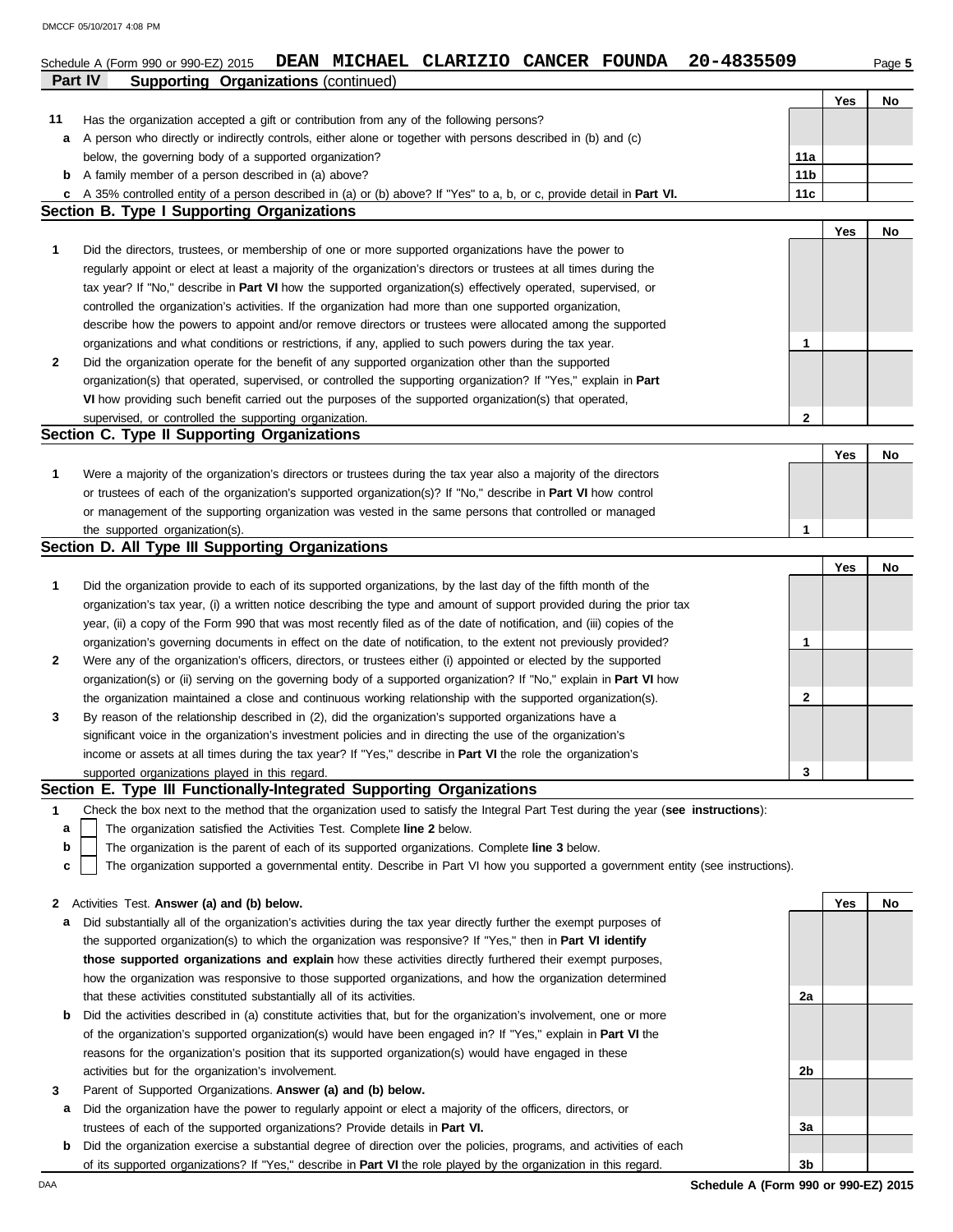Schedule A (Form 990 or 990-EZ) 2015 **DEAN MICHAEL CLARIZIO CANCER FOUNDA 20-4835509** Page **5**

## Part IV Supporting Organizations (continued)

| | | | Yes | No |
|---|---|---|---|---|
| **11** | Has the organization accepted a gift or contribution from any of the following persons? | | | |
| **a** | A person who directly or indirectly controls, either alone or together with persons described in (b) and (c) below, the governing body of a supported organization? | 11a | | |
| **b** | A family member of a person described in (a) above? | 11b | | |
| **c** | A 35% controlled entity of a person described in (a) or (b) above? If "Yes" to a, b, or c, provide detail in **Part VI.** | 11c | | |

### Section B. Type I Supporting Organizations

| | | | Yes | No |
|---|---|---|---|---|
| **1** | Did the directors, trustees, or membership of one or more supported organizations have the power to regularly appoint or elect at least a majority of the organization's directors or trustees at all times during the tax year? If "No," describe in **Part VI** how the supported organization(s) effectively operated, supervised, or controlled the organization's activities. If the organization had more than one supported organization, describe how the powers to appoint and/or remove directors or trustees were allocated among the supported organizations and what conditions or restrictions, if any, applied to such powers during the tax year. | 1 | | |
| **2** | Did the organization operate for the benefit of any supported organization other than the supported organization(s) that operated, supervised, or controlled the supporting organization? If "Yes," explain in **Part VI** how providing such benefit carried out the purposes of the supported organization(s) that operated, supervised, or controlled the supporting organization. | 2 | | |

### Section C. Type II Supporting Organizations

| | | | Yes | No |
|---|---|---|---|---|
| **1** | Were a majority of the organization's directors or trustees during the tax year also a majority of the directors or trustees of each of the organization's supported organization(s)? If "No," describe in **Part VI** how control or management of the supporting organization was vested in the same persons that controlled or managed the supported organization(s). | 1 | | |

### Section D. All Type III Supporting Organizations

| | | | Yes | No |
|---|---|---|---|---|
| **1** | Did the organization provide to each of its supported organizations, by the last day of the fifth month of the organization's tax year, (i) a written notice describing the type and amount of support provided during the prior tax year, (ii) a copy of the Form 990 that was most recently filed as of the date of notification, and (iii) copies of the organization's governing documents in effect on the date of notification, to the extent not previously provided? | 1 | | |
| **2** | Were any of the organization's officers, directors, or trustees either (i) appointed or elected by the supported organization(s) or (ii) serving on the governing body of a supported organization? If "No," explain in **Part VI** how the organization maintained a close and continuous working relationship with the supported organization(s). | 2 | | |
| **3** | By reason of the relationship described in (2), did the organization's supported organizations have a significant voice in the organization's investment policies and in directing the use of the organization's income or assets at all times during the tax year? If "Yes," describe in **Part VI** the role the organization's supported organizations played in this regard. | 3 | | |

### Section E. Type III Functionally-Integrated Supporting Organizations

**1** Check the box next to the method that the organization used to satisfy the Integral Part Test during the year (**see instructions**):

- **a** ☐ The organization satisfied the Activities Test. Complete **line 2** below.
- **b** ☐ The organization is the parent of each of its supported organizations. Complete **line 3** below.
- **c** ☐ The organization supported a governmental entity. Describe in Part VI how you supported a government entity (see instructions).

| | | | Yes | No |
|---|---|---|---|---|
| **2** | Activities Test. **Answer (a) and (b) below.** | | | |
| **a** | Did substantially all of the organization's activities during the tax year directly further the exempt purposes of the supported organization(s) to which the organization was responsive? If "Yes," then in **Part VI identify those supported organizations and explain** how these activities directly furthered their exempt purposes, how the organization was responsive to those supported organizations, and how the organization determined that these activities constituted substantially all of its activities. | 2a | | |
| **b** | Did the activities described in (a) constitute activities that, but for the organization's involvement, one or more of the organization's supported organization(s) would have been engaged in? If "Yes," explain in **Part VI** the reasons for the organization's position that its supported organization(s) would have engaged in these activities but for the organization's involvement. | 2b | | |
| **3** | Parent of Supported Organizations. **Answer (a) and (b) below.** | | | |
| **a** | Did the organization have the power to regularly appoint or elect a majority of the officers, directors, or trustees of each of the supported organizations? Provide details in **Part VI.** | 3a | | |
| **b** | Did the organization exercise a substantial degree of direction over the policies, programs, and activities of each of its supported organizations? If "Yes," describe in **Part VI** the role played by the organization in this regard. | 3b | | |

**Schedule A (Form 990 or 990-EZ) 2015**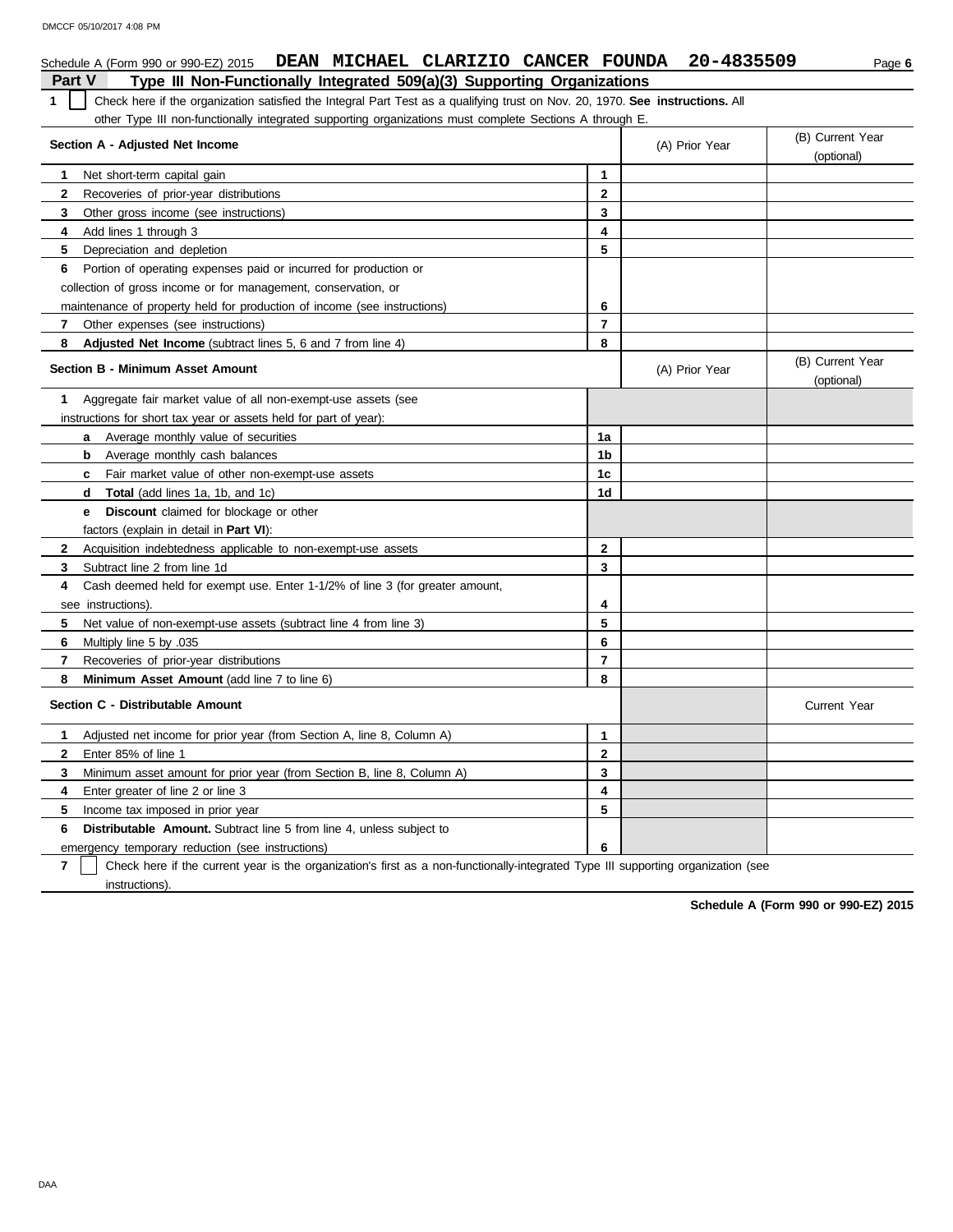Schedule A (Form 990 or 990-EZ) 2015 **DEAN MICHAEL CLARIZIO CANCER FOUNDA 20-4835509**

## Part V Type III Non-Functionally Integrated 509(a)(3) Supporting Organizations

**1** ☐ Check here if the organization satisfied the Integral Part Test as a qualifying trust on Nov. 20, 1970. **See instructions.** All other Type III non-functionally integrated supporting organizations must complete Sections A through E.

| **Section A - Adjusted Net Income** | | (A) Prior Year | (B) Current Year (optional) |
|---|---|---|---|
| **1** Net short-term capital gain | **1** | | |
| **2** Recoveries of prior-year distributions | **2** | | |
| **3** Other gross income (see instructions) | **3** | | |
| **4** Add lines 1 through 3 | **4** | | |
| **5** Depreciation and depletion | **5** | | |
| **6** Portion of operating expenses paid or incurred for production or collection of gross income or for management, conservation, or maintenance of property held for production of income (see instructions) | **6** | | |
| **7** Other expenses (see instructions) | **7** | | |
| **8** **Adjusted Net Income** (subtract lines 5, 6 and 7 from line 4) | **8** | | |

| **Section B - Minimum Asset Amount** | | (A) Prior Year | (B) Current Year (optional) |
|---|---|---|---|
| **1** Aggregate fair market value of all non-exempt-use assets (see instructions for short tax year or assets held for part of year): | | | |
| **a** Average monthly value of securities | **1a** | | |
| **b** Average monthly cash balances | **1b** | | |
| **c** Fair market value of other non-exempt-use assets | **1c** | | |
| **d** **Total** (add lines 1a, 1b, and 1c) | **1d** | | |
| **e** **Discount** claimed for blockage or other factors (explain in detail in **Part VI**): | | | |
| **2** Acquisition indebtedness applicable to non-exempt-use assets | **2** | | |
| **3** Subtract line 2 from line 1d | **3** | | |
| **4** Cash deemed held for exempt use. Enter 1-1/2% of line 3 (for greater amount, see instructions). | **4** | | |
| **5** Net value of non-exempt-use assets (subtract line 4 from line 3) | **5** | | |
| **6** Multiply line 5 by .035 | **6** | | |
| **7** Recoveries of prior-year distributions | **7** | | |
| **8** **Minimum Asset Amount** (add line 7 to line 6) | **8** | | |

| **Section C - Distributable Amount** | | | Current Year |
|---|---|---|---|
| **1** Adjusted net income for prior year (from Section A, line 8, Column A) | **1** | | |
| **2** Enter 85% of line 1 | **2** | | |
| **3** Minimum asset amount for prior year (from Section B, line 8, Column A) | **3** | | |
| **4** Enter greater of line 2 or line 3 | **4** | | |
| **5** Income tax imposed in prior year | **5** | | |
| **6** **Distributable Amount.** Subtract line 5 from line 4, unless subject to emergency temporary reduction (see instructions) | **6** | | |

**7** ☐ Check here if the current year is the organization's first as a non-functionally-integrated Type III supporting organization (see instructions).

**Schedule A (Form 990 or 990-EZ) 2015**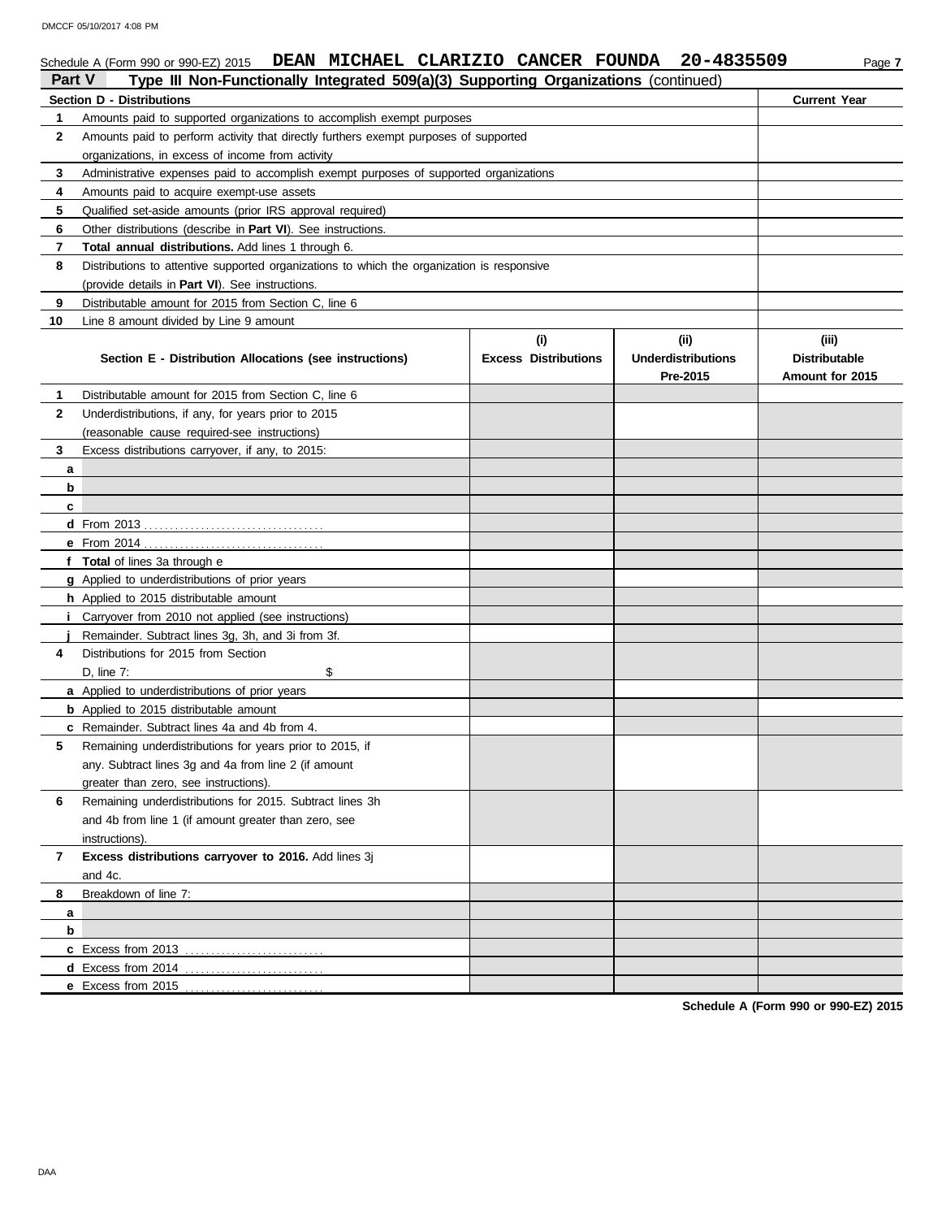Schedule A (Form 990 or 990-EZ) 2015 **DEAN MICHAEL CLARIZIO CANCER FOUNDA 20-4835509**

## Part V Type III Non-Functionally Integrated 509(a)(3) Supporting Organizations (continued)

| **Section D - Distributions** | **Current Year** |
|---|---|
| **1** Amounts paid to supported organizations to accomplish exempt purposes | |
| **2** Amounts paid to perform activity that directly furthers exempt purposes of supported organizations, in excess of income from activity | |
| **3** Administrative expenses paid to accomplish exempt purposes of supported organizations | |
| **4** Amounts paid to acquire exempt-use assets | |
| **5** Qualified set-aside amounts (prior IRS approval required) | |
| **6** Other distributions (describe in **Part VI**). See instructions. | |
| **7** **Total annual distributions.** Add lines 1 through 6. | |
| **8** Distributions to attentive supported organizations to which the organization is responsive (provide details in **Part VI**). See instructions. | |
| **9** Distributable amount for 2015 from Section C, line 6 | |
| **10** Line 8 amount divided by Line 9 amount | |

| **Section E - Distribution Allocations (see instructions)** | **(i) Excess Distributions** | **(ii) Underdistributions Pre-2015** | **(iii) Distributable Amount for 2015** |
|---|---|---|---|
| **1** Distributable amount for 2015 from Section C, line 6 | | | |
| **2** Underdistributions, if any, for years prior to 2015 (reasonable cause required-see instructions) | | | |
| **3** Excess distributions carryover, if any, to 2015: | | | |
| **a** | | | |
| **b** | | | |
| **c** | | | |
| **d** From 2013 | | | |
| **e** From 2014 | | | |
| **f** **Total** of lines 3a through e | | | |
| **g** Applied to underdistributions of prior years | | | |
| **h** Applied to 2015 distributable amount | | | |
| **i** Carryover from 2010 not applied (see instructions) | | | |
| **j** Remainder. Subtract lines 3g, 3h, and 3i from 3f. | | | |
| **4** Distributions for 2015 from Section D, line 7: $ | | | |
| **a** Applied to underdistributions of prior years | | | |
| **b** Applied to 2015 distributable amount | | | |
| **c** Remainder. Subtract lines 4a and 4b from 4. | | | |
| **5** Remaining underdistributions for years prior to 2015, if any. Subtract lines 3g and 4a from line 2 (if amount greater than zero, see instructions). | | | |
| **6** Remaining underdistributions for 2015. Subtract lines 3h and 4b from line 1 (if amount greater than zero, see instructions). | | | |
| **7** **Excess distributions carryover to 2016.** Add lines 3j and 4c. | | | |
| **8** Breakdown of line 7: | | | |
| **a** | | | |
| **b** | | | |
| **c** Excess from 2013 | | | |
| **d** Excess from 2014 | | | |
| **e** Excess from 2015 | | | |

**Schedule A (Form 990 or 990-EZ) 2015**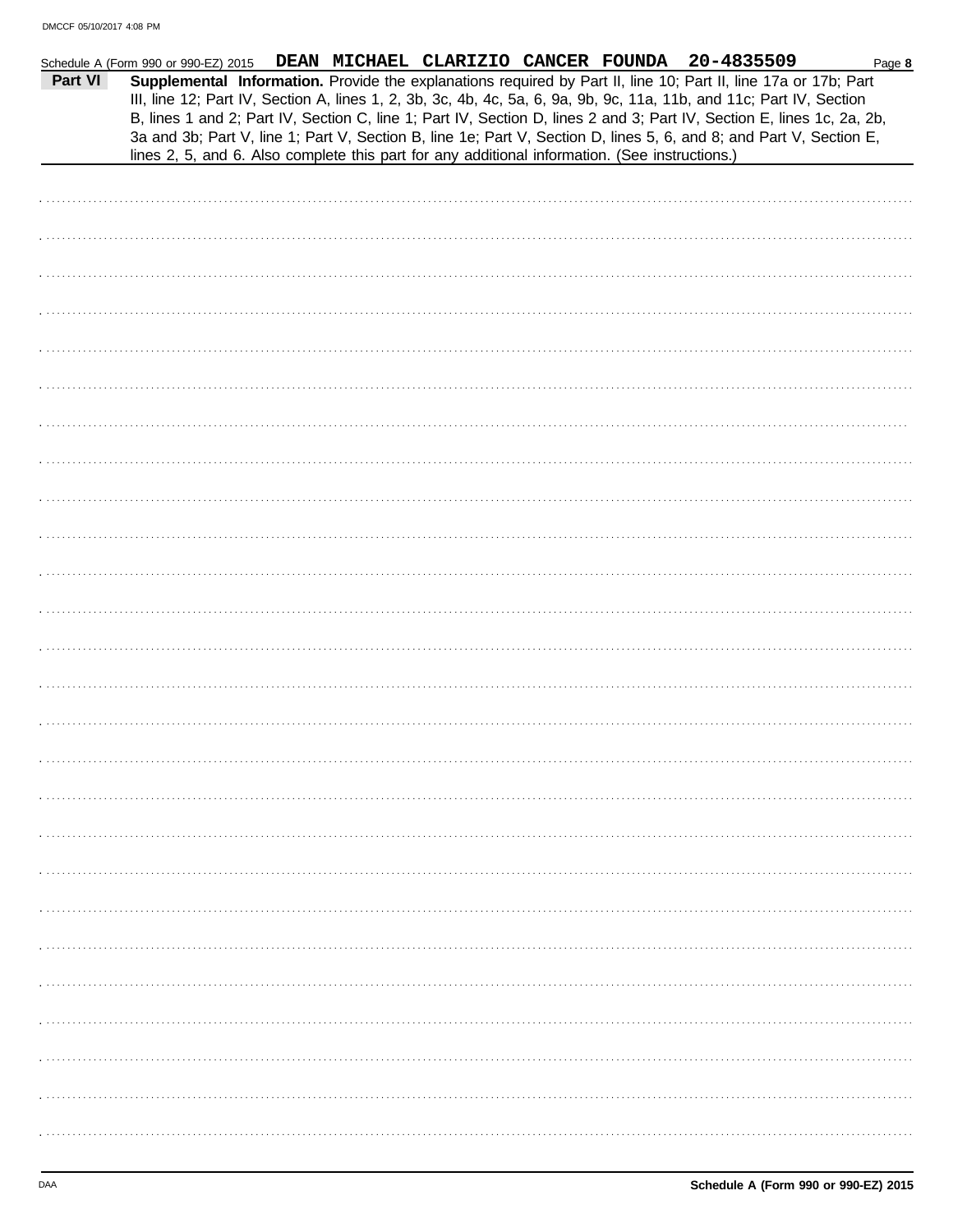Schedule A (Form 990 or 990-EZ) 2015 **DEAN MICHAEL CLARIZIO CANCER FOUNDA 20-4835509** Page **8**

**Part VI** **Supplemental Information.** Provide the explanations required by Part II, line 10; Part II, line 17a or 17b; Part III, line 12; Part IV, Section A, lines 1, 2, 3b, 3c, 4b, 4c, 5a, 6, 9a, 9b, 9c, 11a, 11b, and 11c; Part IV, Section B, lines 1 and 2; Part IV, Section C, line 1; Part IV, Section D, lines 2 and 3; Part IV, Section E, lines 1c, 2a, 2b, 3a and 3b; Part V, line 1; Part V, Section B, line 1e; Part V, Section D, lines 5, 6, and 8; and Part V, Section E, lines 2, 5, and 6. Also complete this part for any additional information. (See instructions.)

**Schedule A (Form 990 or 990-EZ) 2015**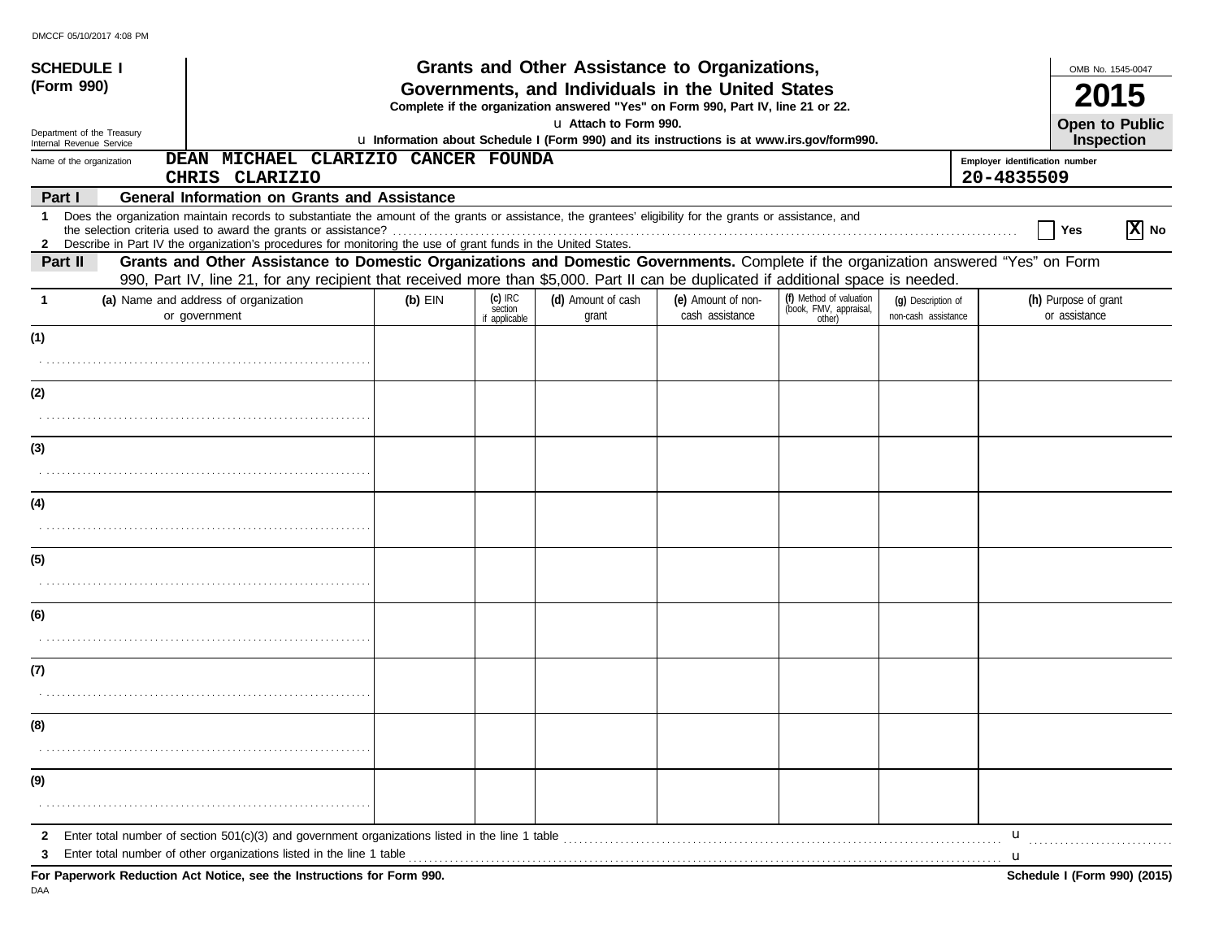DMCCF 05/10/2017 4:08 PM

**SCHEDULE I (Form 990)**

Department of the Treasury
Internal Revenue Service

# Grants and Other Assistance to Organizations, Governments, and Individuals in the United States

**Complete if the organization answered "Yes" on Form 990, Part IV, line 21 or 22.**

u **Attach to Form 990.**

u **Information about Schedule I (Form 990) and its instructions is at www.irs.gov/form990.**

OMB No. 1545-0047

**2015**

**Open to Public Inspection**

Name of the organization: **DEAN MICHAEL CLARIZIO CANCER FOUNDA CHRIS CLARIZIO**

Employer identification number: **20-4835509**

## Part I General Information on Grants and Assistance

1 Does the organization maintain records to substantiate the amount of the grants or assistance, the grantees' eligibility for the grants or assistance, and the selection criteria used to award the grants or assistance? . . . . . . . . . . Yes [ ] No [X]

2 Describe in Part IV the organization's procedures for monitoring the use of grant funds in the United States.

## Part II Grants and Other Assistance to Domestic Organizations and Domestic Governments.

Complete if the organization answered "Yes" on Form 990, Part IV, line 21, for any recipient that received more than $5,000. Part II can be duplicated if additional space is needed.

| 1 (a) Name and address of organization or government | (b) EIN | (c) IRC section if applicable | (d) Amount of cash grant | (e) Amount of non-cash assistance | (f) Method of valuation (book, FMV, appraisal, other) | (g) Description of non-cash assistance | (h) Purpose of grant or assistance |
|---|---|---|---|---|---|---|---|
| (1) | | | | | | | |
| (2) | | | | | | | |
| (3) | | | | | | | |
| (4) | | | | | | | |
| (5) | | | | | | | |
| (6) | | | | | | | |
| (7) | | | | | | | |
| (8) | | | | | | | |
| (9) | | | | | | | |

2 Enter total number of section 501(c)(3) and government organizations listed in the line 1 table . . . . . . u

3 Enter total number of other organizations listed in the line 1 table . . . . . . u

**For Paperwork Reduction Act Notice, see the Instructions for Form 990.**

**Schedule I (Form 990) (2015)**

DAA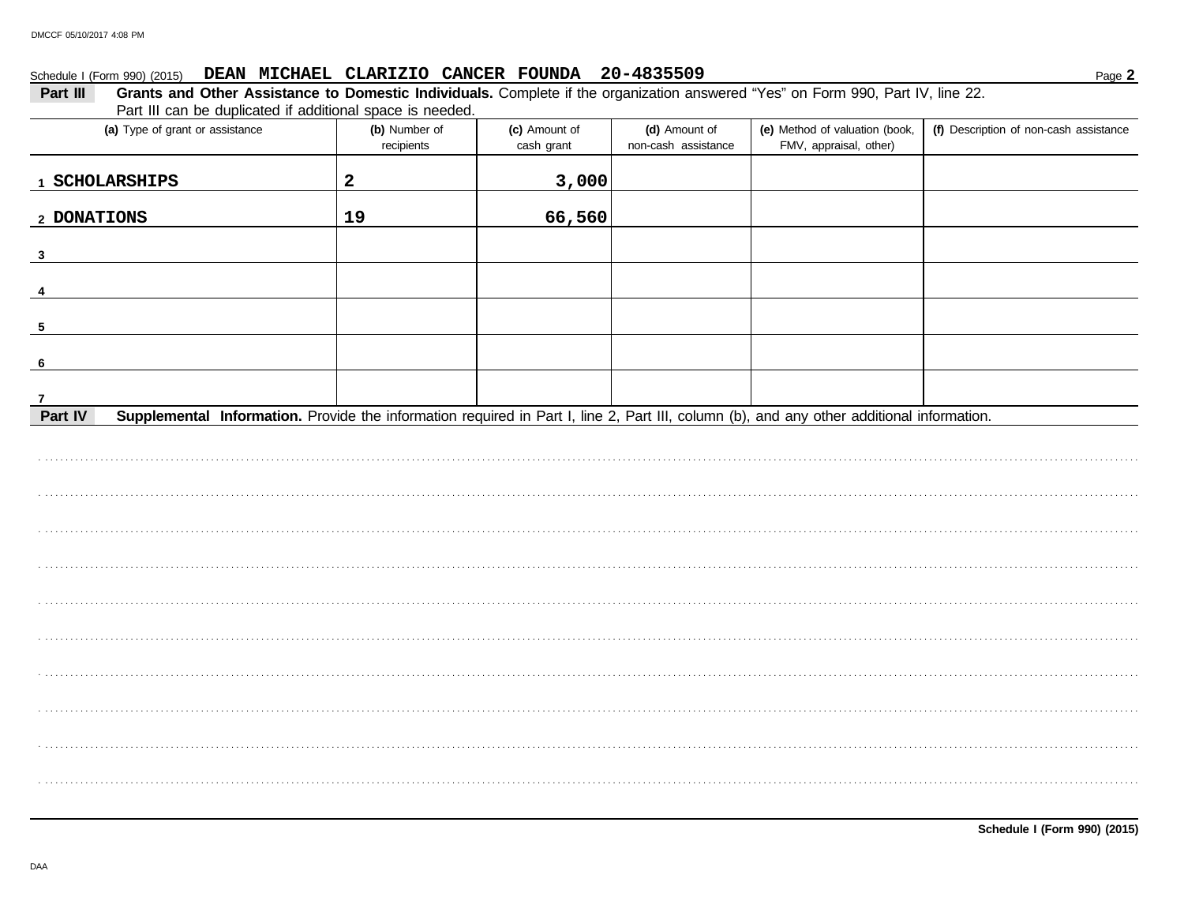DMCCF 05/10/2017 4:08 PM

Schedule I (Form 990) (2015) **DEAN MICHAEL CLARIZIO CANCER FOUNDA 20-4835509** Page **2**

**Part III** **Grants and Other Assistance to Domestic Individuals.** Complete if the organization answered "Yes" on Form 990, Part IV, line 22. Part III can be duplicated if additional space is needed.

| (a) Type of grant or assistance | (b) Number of recipients | (c) Amount of cash grant | (d) Amount of non-cash assistance | (e) Method of valuation (book, FMV, appraisal, other) | (f) Description of non-cash assistance |
|---|---|---|---|---|---|
| 1 SCHOLARSHIPS | 2 | 3,000 | | | |
| 2 DONATIONS | 19 | 66,560 | | | |
| 3 | | | | | |
| 4 | | | | | |
| 5 | | | | | |
| 6 | | | | | |
| 7 | | | | | |

**Part IV** **Supplemental Information.** Provide the information required in Part I, line 2, Part III, column (b), and any other additional information.

**Schedule I (Form 990) (2015)**

DAA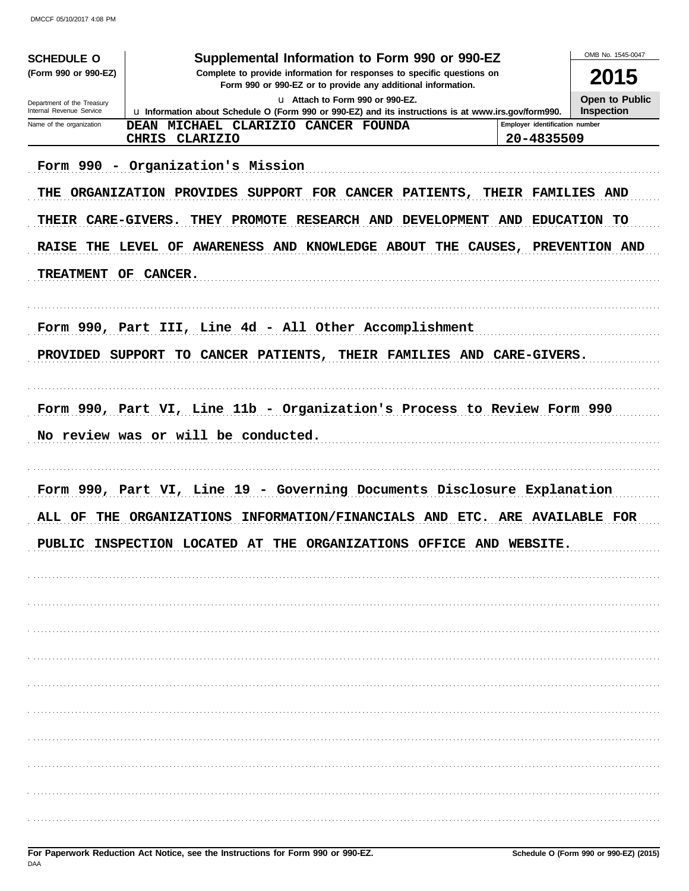**SCHEDULE O (Form 990 or 990-EZ)**

Department of the Treasury
Internal Revenue Service

# Supplemental Information to Form 990 or 990-EZ

**Complete to provide information for responses to specific questions on Form 990 or 990-EZ or to provide any additional information.**

u Attach to Form 990 or 990-EZ.

u Information about Schedule O (Form 990 or 990-EZ) and its instructions is at www.irs.gov/form990.

OMB No. 1545-0047

**2015**

**Open to Public Inspection**

| Name of the organization | Employer identification number |
|---|---|
| DEAN MICHAEL CLARIZIO CANCER FOUNDA<br>CHRIS CLARIZIO | 20-4835509 |

Form 990 - Organization's Mission

THE ORGANIZATION PROVIDES SUPPORT FOR CANCER PATIENTS, THEIR FAMILIES AND THEIR CARE-GIVERS. THEY PROMOTE RESEARCH AND DEVELOPMENT AND EDUCATION TO RAISE THE LEVEL OF AWARENESS AND KNOWLEDGE ABOUT THE CAUSES, PREVENTION AND TREATMENT OF CANCER.

Form 990, Part III, Line 4d - All Other Accomplishment

PROVIDED SUPPORT TO CANCER PATIENTS, THEIR FAMILIES AND CARE-GIVERS.

Form 990, Part VI, Line 11b - Organization's Process to Review Form 990

No review was or will be conducted.

Form 990, Part VI, Line 19 - Governing Documents Disclosure Explanation

ALL OF THE ORGANIZATIONS INFORMATION/FINANCIALS AND ETC. ARE AVAILABLE FOR PUBLIC INSPECTION LOCATED AT THE ORGANIZATIONS OFFICE AND WEBSITE.

**For Paperwork Reduction Act Notice, see the Instructions for Form 990 or 990-EZ.**

**Schedule O (Form 990 or 990-EZ) (2015)**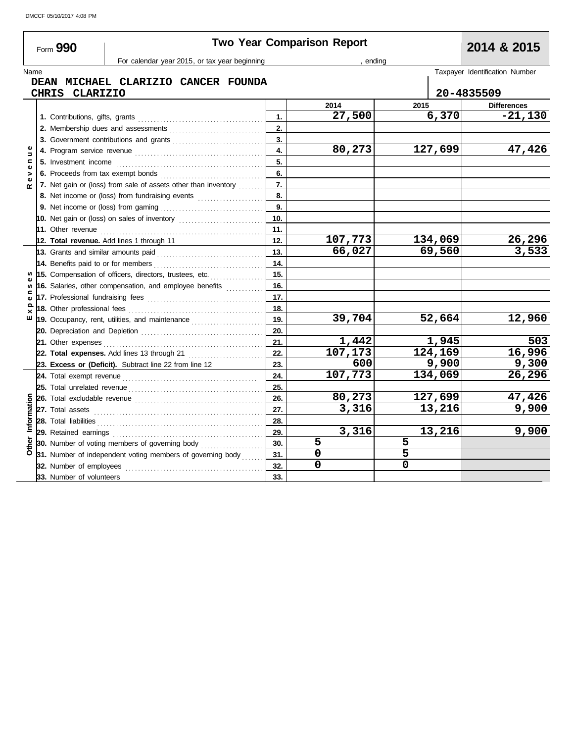DMCCF 05/10/2017 4:08 PM

# Form 990 — Two Year Comparison Report — 2014 & 2015

For calendar year 2015, or tax year beginning , ending

Name: DEAN MICHAEL CLARIZIO CANCER FOUNDA
CHRIS CLARIZIO

Taxpayer Identification Number: 20-4835509

| Section | Line | No. | 2014 | 2015 | Differences |
|---|---|---|---|---|---|
| Revenue | 1. Contributions, gifts, grants | 1. | 27,500 | 6,370 | -21,130 |
| | 2. Membership dues and assessments | 2. | | | |
| | 3. Government contributions and grants | 3. | | | |
| | 4. Program service revenue | 4. | 80,273 | 127,699 | 47,426 |
| | 5. Investment income | 5. | | | |
| | 6. Proceeds from tax exempt bonds | 6. | | | |
| | 7. Net gain or (loss) from sale of assets other than inventory | 7. | | | |
| | 8. Net income or (loss) from fundraising events | 8. | | | |
| | 9. Net income or (loss) from gaming | 9. | | | |
| | 10. Net gain or (loss) on sales of inventory | 10. | | | |
| | 11. Other revenue | 11. | | | |
| | **12. Total revenue.** Add lines 1 through 11 | 12. | 107,773 | 134,069 | 26,296 |
| Expenses | 13. Grants and similar amounts paid | 13. | 66,027 | 69,560 | 3,533 |
| | 14. Benefits paid to or for members | 14. | | | |
| | 15. Compensation of officers, directors, trustees, etc. | 15. | | | |
| | 16. Salaries, other compensation, and employee benefits | 16. | | | |
| | 17. Professional fundraising fees | 17. | | | |
| | 18. Other professional fees | 18. | | | |
| | 19. Occupancy, rent, utilities, and maintenance | 19. | 39,704 | 52,664 | 12,960 |
| | 20. Depreciation and Depletion | 20. | | | |
| | 21. Other expenses | 21. | 1,442 | 1,945 | 503 |
| | **22. Total expenses.** Add lines 13 through 21 | 22. | 107,173 | 124,169 | 16,996 |
| | **23. Excess or (Deficit).** Subtract line 22 from line 12 | 23. | 600 | 9,900 | 9,300 |
| Other Information | 24. Total exempt revenue | 24. | 107,773 | 134,069 | 26,296 |
| | 25. Total unrelated revenue | 25. | | | |
| | 26. Total excludable revenue | 26. | 80,273 | 127,699 | 47,426 |
| | 27. Total assets | 27. | 3,316 | 13,216 | 9,900 |
| | 28. Total liabilities | 28. | | | |
| | 29. Retained earnings | 29. | 3,316 | 13,216 | 9,900 |
| | 30. Number of voting members of governing body | 30. | 5 | 5 | |
| | 31. Number of independent voting members of governing body | 31. | 0 | 5 | |
| | 32. Number of employees | 32. | 0 | 0 | |
| | 33. Number of volunteers | 33. | | | |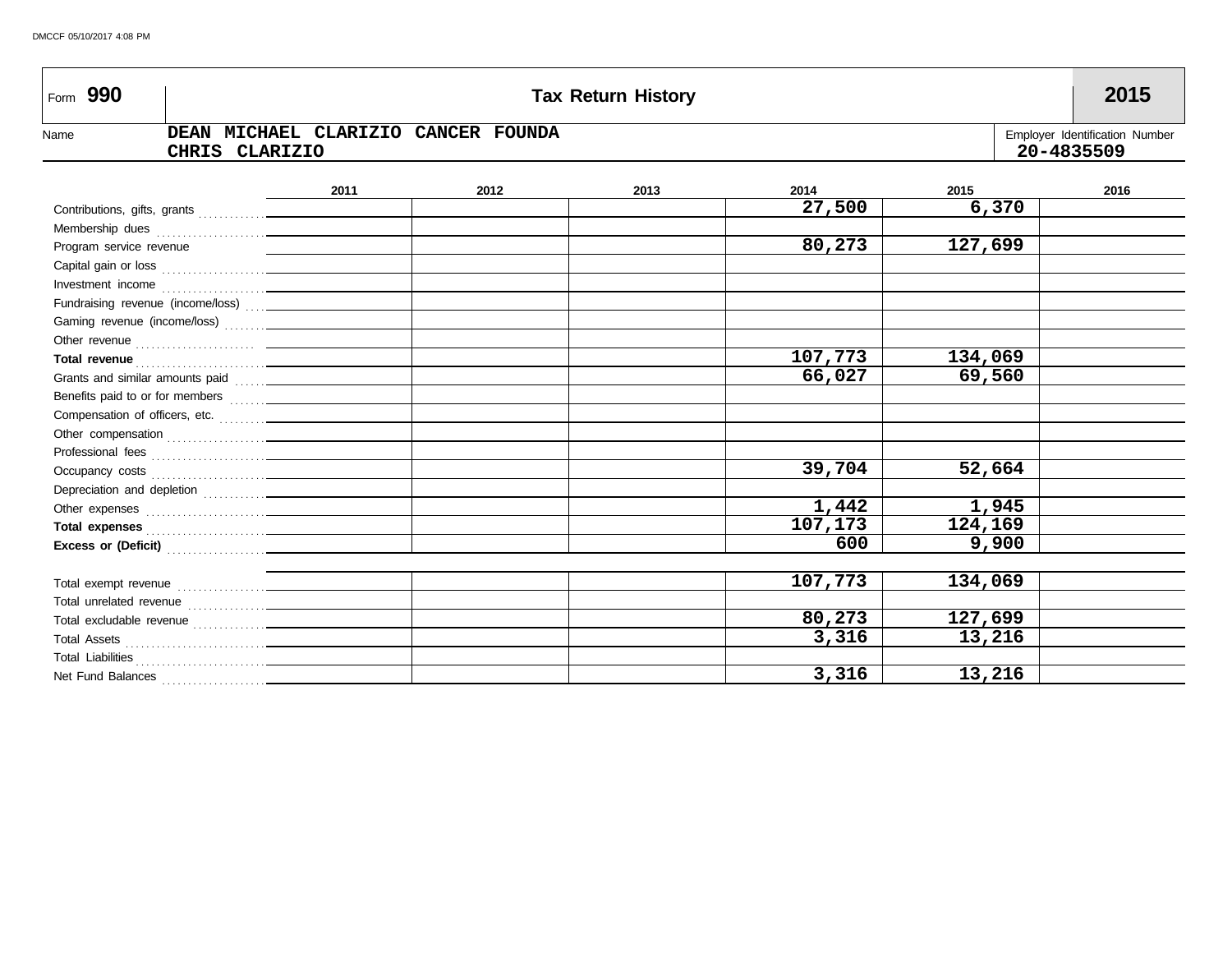DMCCF 05/10/2017 4:08 PM

| Form **990** | **Tax Return History** | **2015** |
|---|---|---|

Name: **DEAN MICHAEL CLARIZIO CANCER FOUNDA**
**CHRIS CLARIZIO**

Employer Identification Number: **20-4835509**

| | 2011 | 2012 | 2013 | 2014 | 2015 | 2016 |
|---|---|---|---|---|---|---|
| Contributions, gifts, grants | | | | 27,500 | 6,370 | |
| Membership dues | | | | | | |
| Program service revenue | | | | 80,273 | 127,699 | |
| Capital gain or loss | | | | | | |
| Investment income | | | | | | |
| Fundraising revenue (income/loss) | | | | | | |
| Gaming revenue (income/loss) | | | | | | |
| Other revenue | | | | | | |
| **Total revenue** | | | | 107,773 | 134,069 | |
| Grants and similar amounts paid | | | | 66,027 | 69,560 | |
| Benefits paid to or for members | | | | | | |
| Compensation of officers, etc. | | | | | | |
| Other compensation | | | | | | |
| Professional fees | | | | | | |
| Occupancy costs | | | | 39,704 | 52,664 | |
| Depreciation and depletion | | | | | | |
| Other expenses | | | | 1,442 | 1,945 | |
| **Total expenses** | | | | 107,173 | 124,169 | |
| **Excess or (Deficit)** | | | | 600 | 9,900 | |
| | | | | | | |
| Total exempt revenue | | | | 107,773 | 134,069 | |
| Total unrelated revenue | | | | | | |
| Total excludable revenue | | | | 80,273 | 127,699 | |
| Total Assets | | | | 3,316 | 13,216 | |
| Total Liabilities | | | | | | |
| Net Fund Balances | | | | 3,316 | 13,216 | |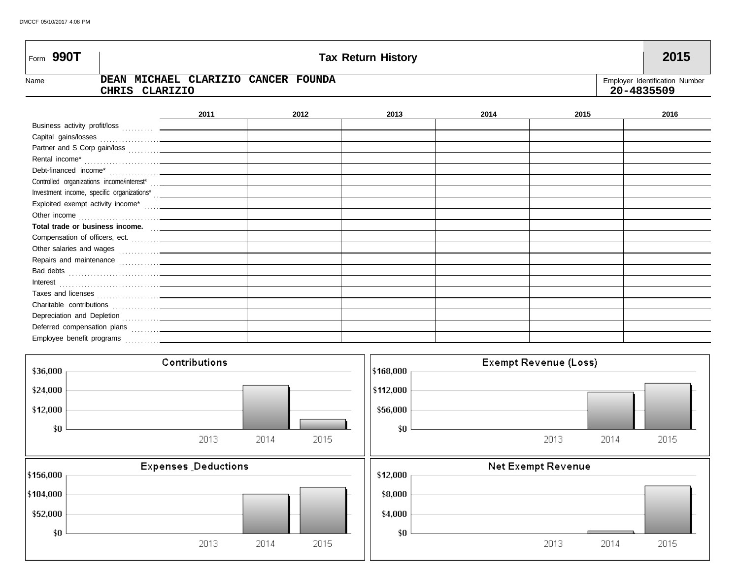Form **990T**

# Tax Return History

**2015**

Name: DEAN MICHAEL CLARIZIO CANCER FOUNDA
CHRIS CLARIZIO

Employer Identification Number: 20-4835509

| | 2011 | 2012 | 2013 | 2014 | 2015 | 2016 |
|---|---|---|---|---|---|---|
| Business activity profit/loss | | | | | | |
| Capital gains/losses | | | | | | |
| Partner and S Corp gain/loss | | | | | | |
| Rental income* | | | | | | |
| Debt-financed income* | | | | | | |
| Controlled organizations income/interest* | | | | | | |
| Investment income, specific organizations* | | | | | | |
| Exploited exempt activity income* | | | | | | |
| Other income | | | | | | |
| **Total trade or business income.** | | | | | | |
| Compensation of officers, ect. | | | | | | |
| Other salaries and wages | | | | | | |
| Repairs and maintenance | | | | | | |
| Bad debts | | | | | | |
| Interest | | | | | | |
| Taxes and licenses | | | | | | |
| Charitable contributions | | | | | | |
| Depreciation and Depletion | | | | | | |
| Deferred compensation plans | | | | | | |
| Employee benefit programs | | | | | | |

**Contributions**

$36,000
$24,000
$12,000
$0
2013 2014 2015

**Exempt Revenue (Loss)**

$168,000
$112,000
$56,000
$0
2013 2014 2015

**Expenses_Deductions**

$156,000
$104,000
$52,000
$0
2013 2014 2015

**Net Exempt Revenue**

$12,000
$8,000
$4,000
$0
2013 2014 2015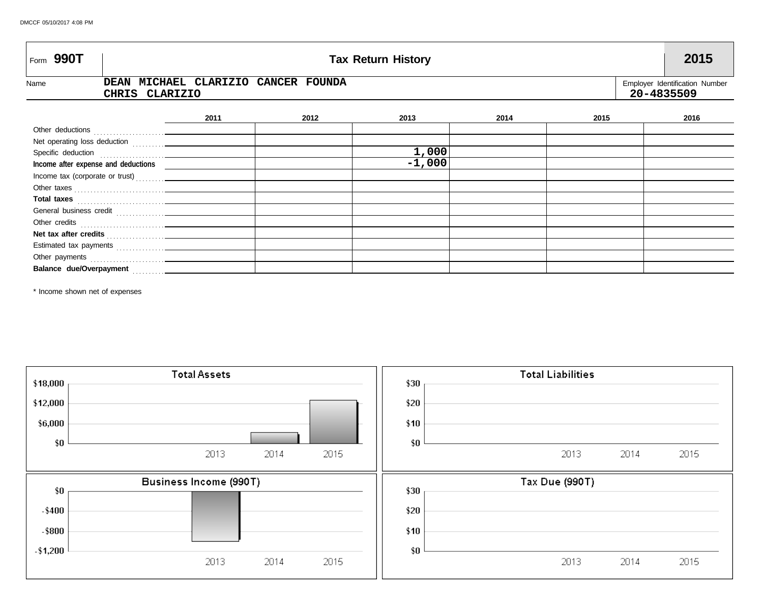DMCCF 05/10/2017 4:08 PM

# Form 990T — Tax Return History — 2015

| Name | Employer Identification Number |
|---|---|
| DEAN MICHAEL CLARIZIO CANCER FOUNDA<br>CHRIS CLARIZIO | 20-4835509 |

| | 2011 | 2012 | 2013 | 2014 | 2015 | 2016 |
|---|---|---|---|---|---|---|
| Other deductions | | | | | | |
| Net operating loss deduction | | | | | | |
| Specific deduction | | | 1,000 | | | |
| **Income after expense and deductions** | | | -1,000 | | | |
| Income tax (corporate or trust) | | | | | | |
| Other taxes | | | | | | |
| **Total taxes** | | | | | | |
| General business credit | | | | | | |
| Other credits | | | | | | |
| **Net tax after credits** | | | | | | |
| Estimated tax payments | | | | | | |
| Other payments | | | | | | |
| **Balance due/Overpayment** | | | | | | |

* Income shown net of expenses

**Total Assets**

$18,000 / $12,000 / $6,000 / $0 — 2013, 2014, 2015

**Total Liabilities**

$30 / $20 / $10 / $0 — 2013, 2014, 2015

**Business Income (990T)**

$0 / -$400 / -$800 / -$1,200 — 2013, 2014, 2015

**Tax Due (990T)**

$30 / $20 / $10 / $0 — 2013, 2014, 2015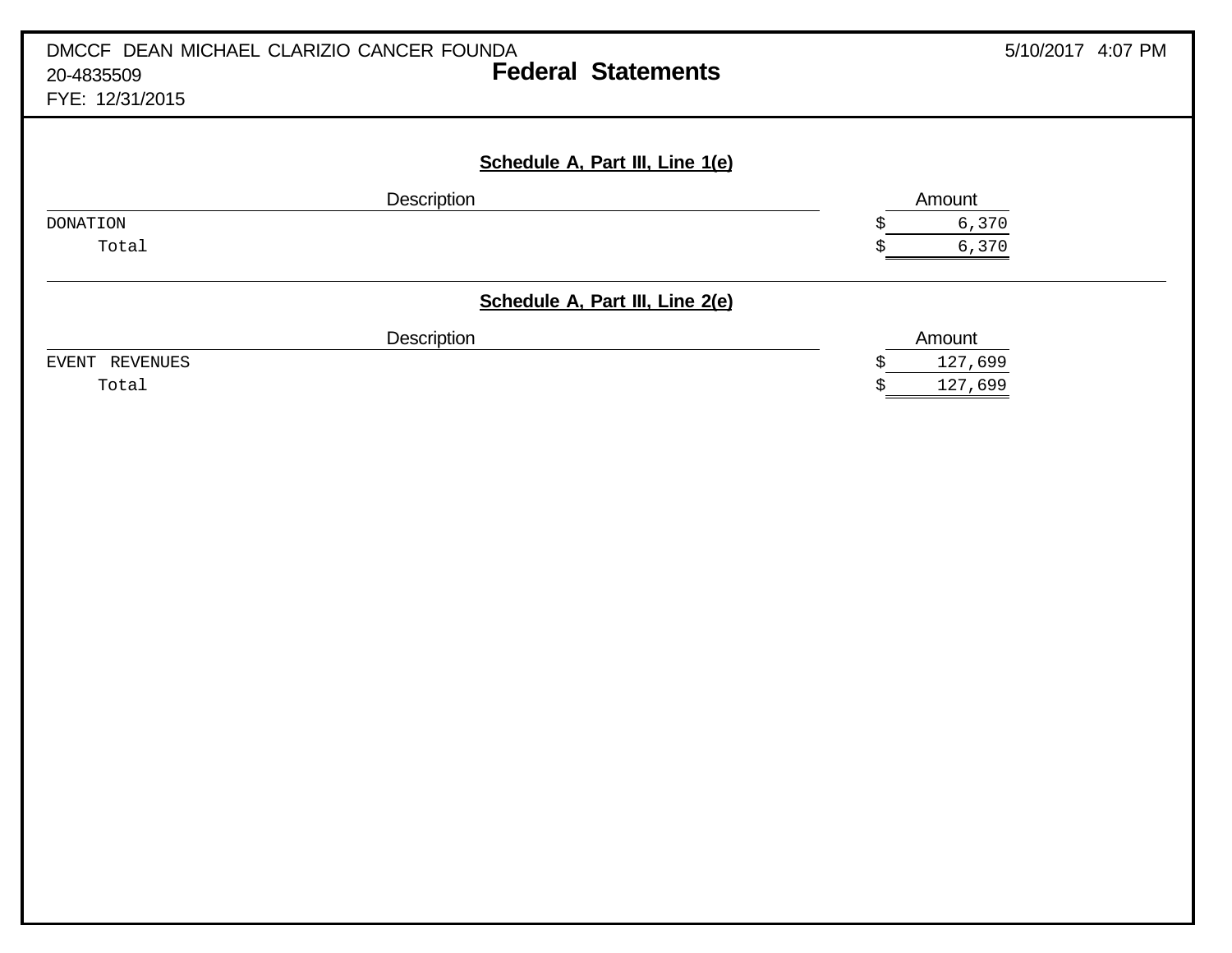DMCCF DEAN MICHAEL CLARIZIO CANCER FOUNDA
20-4835509
FYE: 12/31/2015

5/10/2017 4:07 PM

# Federal Statements

## Schedule A, Part III, Line 1(e)

| Description | Amount |
|---|---|
| DONATION | $ 6,370 |
| Total | $ 6,370 |

## Schedule A, Part III, Line 2(e)

| Description | Amount |
|---|---|
| EVENT REVENUES | $ 127,699 |
| Total | $ 127,699 |